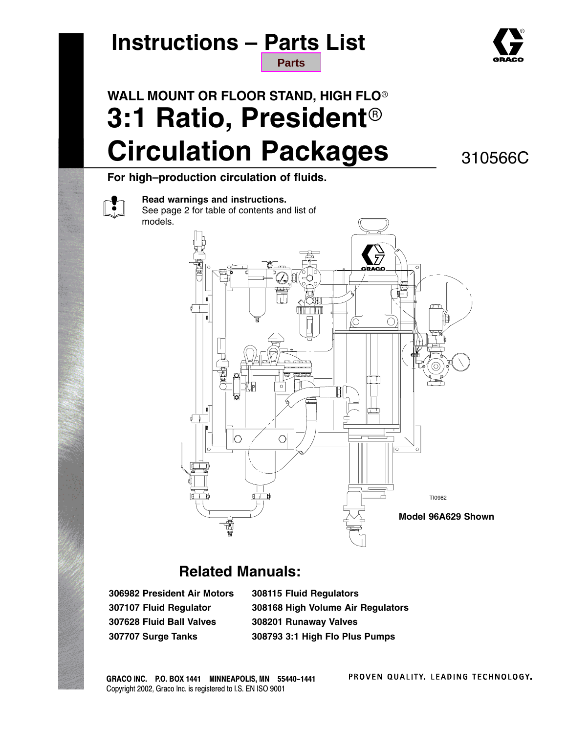# Instructions – Parts List

Parts

## WALL MOUNT OR FLOOR STAND, HIGH FLO®

# 3:1 Ratio, President® Circulation Packages

310566C

**For high–production circulation of fluids.**

**Read warnings and instructions.**
See page 2 for table of contents and list of models.

TI0982

**Model 96A629 Shown**

## Related Manuals:

**306982 President Air Motors**
**307107 Fluid Regulator**
**307628 Fluid Ball Valves**
**307707 Surge Tanks**
**308115 Fluid Regulators**
**308168 High Volume Air Regulators**
**308201 Runaway Valves**
**308793 3:1 High Flo Plus Pumps**

**GRACO INC. P.O. BOX 1441 MINNEAPOLIS, MN 55440–1441**
Copyright 2002, Graco Inc. is registered to I.S. EN ISO 9001

PROVEN QUALITY. LEADING TECHNOLOGY.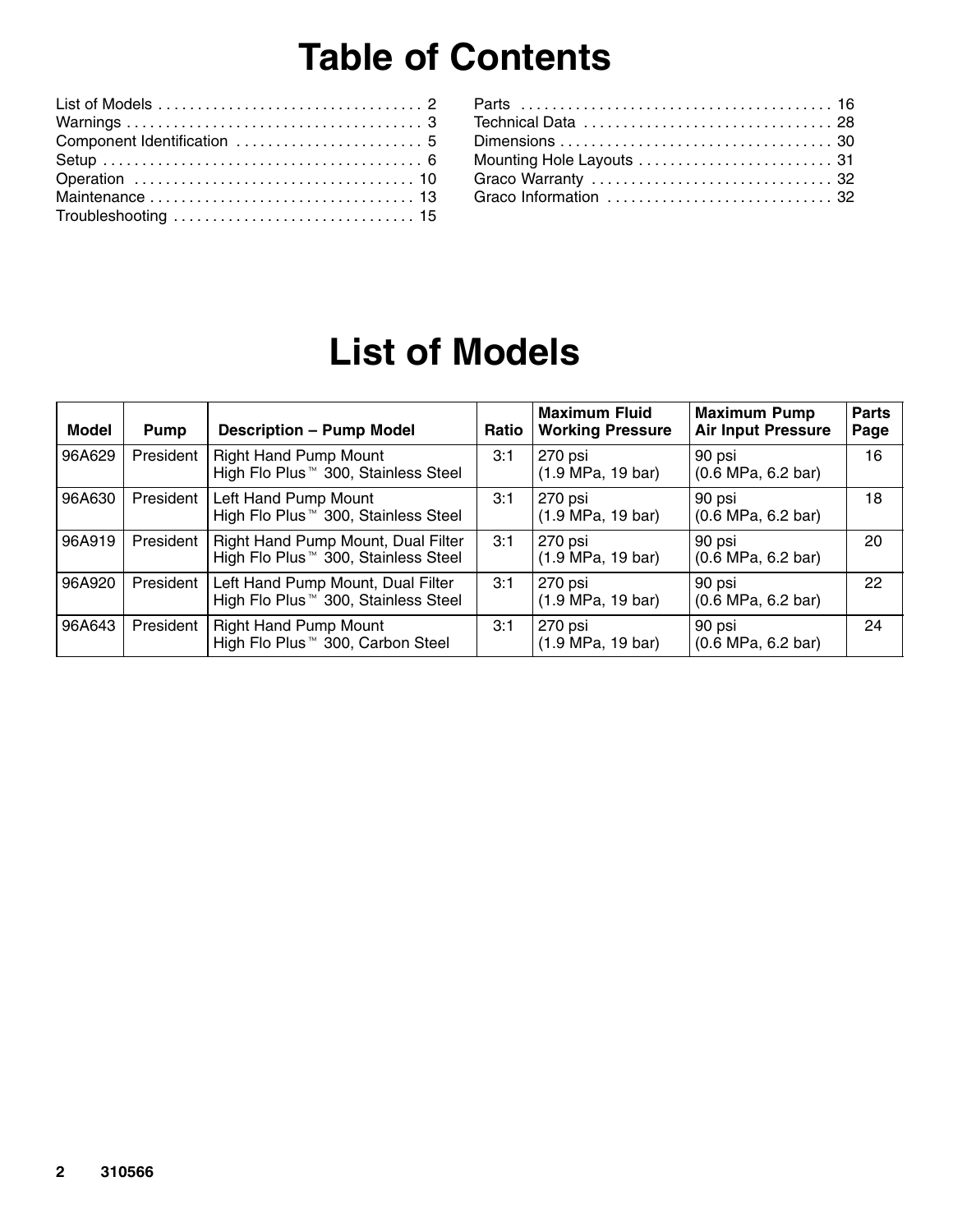# Table of Contents

List of Models . . . . . . . . . . . . . . . . . . . . . . . . . . . . . . . . . 2
Warnings . . . . . . . . . . . . . . . . . . . . . . . . . . . . . . . . . . . . 3
Component Identification . . . . . . . . . . . . . . . . . . . . . . . 5
Setup . . . . . . . . . . . . . . . . . . . . . . . . . . . . . . . . . . . . . . . 6
Operation . . . . . . . . . . . . . . . . . . . . . . . . . . . . . . . . . . . 10
Maintenance . . . . . . . . . . . . . . . . . . . . . . . . . . . . . . . . 13
Troubleshooting . . . . . . . . . . . . . . . . . . . . . . . . . . . . . 15
Parts . . . . . . . . . . . . . . . . . . . . . . . . . . . . . . . . . . . . . . 16
Technical Data . . . . . . . . . . . . . . . . . . . . . . . . . . . . . . 28
Dimensions . . . . . . . . . . . . . . . . . . . . . . . . . . . . . . . . . 30
Mounting Hole Layouts . . . . . . . . . . . . . . . . . . . . . . . . 31
Graco Warranty . . . . . . . . . . . . . . . . . . . . . . . . . . . . . . 32
Graco Information . . . . . . . . . . . . . . . . . . . . . . . . . . . . 32

# List of Models

| Model | Pump | Description – Pump Model | Ratio | Maximum Fluid Working Pressure | Maximum Pump Air Input Pressure | Parts Page |
|---|---|---|---|---|---|---|
| 96A629 | President | Right Hand Pump Mount High Flo Plus™ 300, Stainless Steel | 3:1 | 270 psi (1.9 MPa, 19 bar) | 90 psi (0.6 MPa, 6.2 bar) | 16 |
| 96A630 | President | Left Hand Pump Mount High Flo Plus™ 300, Stainless Steel | 3:1 | 270 psi (1.9 MPa, 19 bar) | 90 psi (0.6 MPa, 6.2 bar) | 18 |
| 96A919 | President | Right Hand Pump Mount, Dual Filter High Flo Plus™ 300, Stainless Steel | 3:1 | 270 psi (1.9 MPa, 19 bar) | 90 psi (0.6 MPa, 6.2 bar) | 20 |
| 96A920 | President | Left Hand Pump Mount, Dual Filter High Flo Plus™ 300, Stainless Steel | 3:1 | 270 psi (1.9 MPa, 19 bar) | 90 psi (0.6 MPa, 6.2 bar) | 22 |
| 96A643 | President | Right Hand Pump Mount High Flo Plus™ 300, Carbon Steel | 3:1 | 270 psi (1.9 MPa, 19 bar) | 90 psi (0.6 MPa, 6.2 bar) | 24 |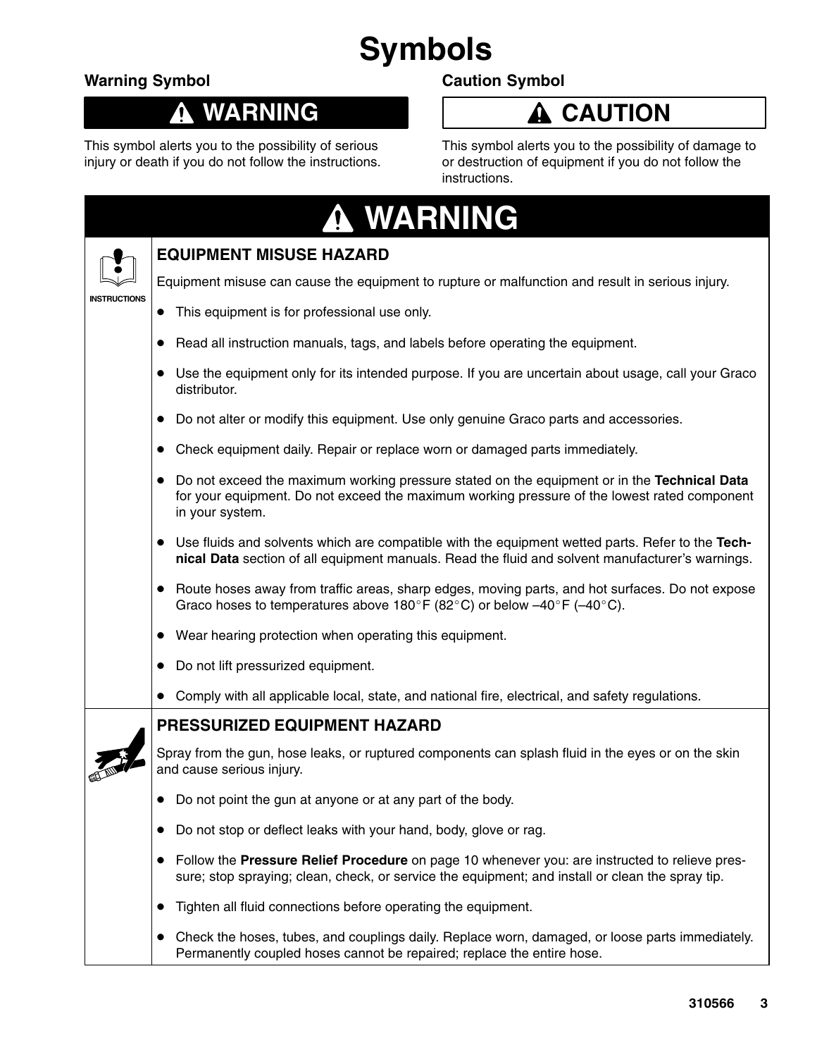# Symbols

## Warning Symbol

**⚠ WARNING**

This symbol alerts you to the possibility of serious injury or death if you do not follow the instructions.

## Caution Symbol

**⚠ CAUTION**

This symbol alerts you to the possibility of damage to or destruction of equipment if you do not follow the instructions.

## ⚠ WARNING

INSTRUCTIONS

### EQUIPMENT MISUSE HAZARD

Equipment misuse can cause the equipment to rupture or malfunction and result in serious injury.

- This equipment is for professional use only.
- Read all instruction manuals, tags, and labels before operating the equipment.
- Use the equipment only for its intended purpose. If you are uncertain about usage, call your Graco distributor.
- Do not alter or modify this equipment. Use only genuine Graco parts and accessories.
- Check equipment daily. Repair or replace worn or damaged parts immediately.
- Do not exceed the maximum working pressure stated on the equipment or in the **Technical Data** for your equipment. Do not exceed the maximum working pressure of the lowest rated component in your system.
- Use fluids and solvents which are compatible with the equipment wetted parts. Refer to the **Technical Data** section of all equipment manuals. Read the fluid and solvent manufacturer's warnings.
- Route hoses away from traffic areas, sharp edges, moving parts, and hot surfaces. Do not expose Graco hoses to temperatures above 180°F (82°C) or below –40°F (–40°C).
- Wear hearing protection when operating this equipment.
- Do not lift pressurized equipment.
- Comply with all applicable local, state, and national fire, electrical, and safety regulations.

### PRESSURIZED EQUIPMENT HAZARD

Spray from the gun, hose leaks, or ruptured components can splash fluid in the eyes or on the skin and cause serious injury.

- Do not point the gun at anyone or at any part of the body.
- Do not stop or deflect leaks with your hand, body, glove or rag.
- Follow the **Pressure Relief Procedure** on page 10 whenever you: are instructed to relieve pressure; stop spraying; clean, check, or service the equipment; and install or clean the spray tip.
- Tighten all fluid connections before operating the equipment.
- Check the hoses, tubes, and couplings daily. Replace worn, damaged, or loose parts immediately. Permanently coupled hoses cannot be repaired; replace the entire hose.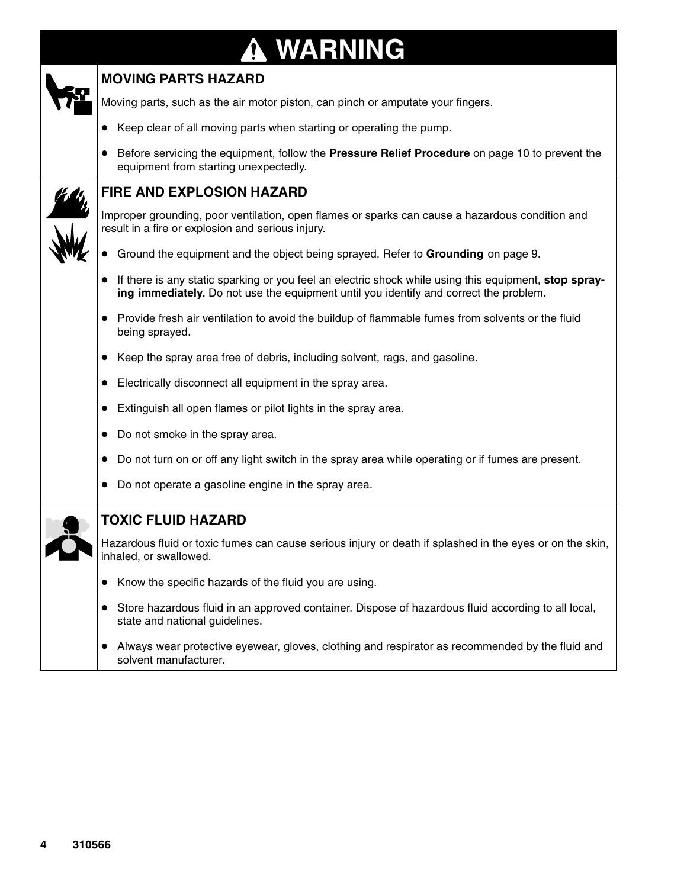# ⚠ WARNING

## MOVING PARTS HAZARD

Moving parts, such as the air motor piston, can pinch or amputate your fingers.

- Keep clear of all moving parts when starting or operating the pump.
- Before servicing the equipment, follow the **Pressure Relief Procedure** on page 10 to prevent the equipment from starting unexpectedly.

## FIRE AND EXPLOSION HAZARD

Improper grounding, poor ventilation, open flames or sparks can cause a hazardous condition and result in a fire or explosion and serious injury.

- Ground the equipment and the object being sprayed. Refer to **Grounding** on page 9.
- If there is any static sparking or you feel an electric shock while using this equipment, **stop spraying immediately.** Do not use the equipment until you identify and correct the problem.
- Provide fresh air ventilation to avoid the buildup of flammable fumes from solvents or the fluid being sprayed.
- Keep the spray area free of debris, including solvent, rags, and gasoline.
- Electrically disconnect all equipment in the spray area.
- Extinguish all open flames or pilot lights in the spray area.
- Do not smoke in the spray area.
- Do not turn on or off any light switch in the spray area while operating or if fumes are present.
- Do not operate a gasoline engine in the spray area.

## TOXIC FLUID HAZARD

Hazardous fluid or toxic fumes can cause serious injury or death if splashed in the eyes or on the skin, inhaled, or swallowed.

- Know the specific hazards of the fluid you are using.
- Store hazardous fluid in an approved container. Dispose of hazardous fluid according to all local, state and national guidelines.
- Always wear protective eyewear, gloves, clothing and respirator as recommended by the fluid and solvent manufacturer.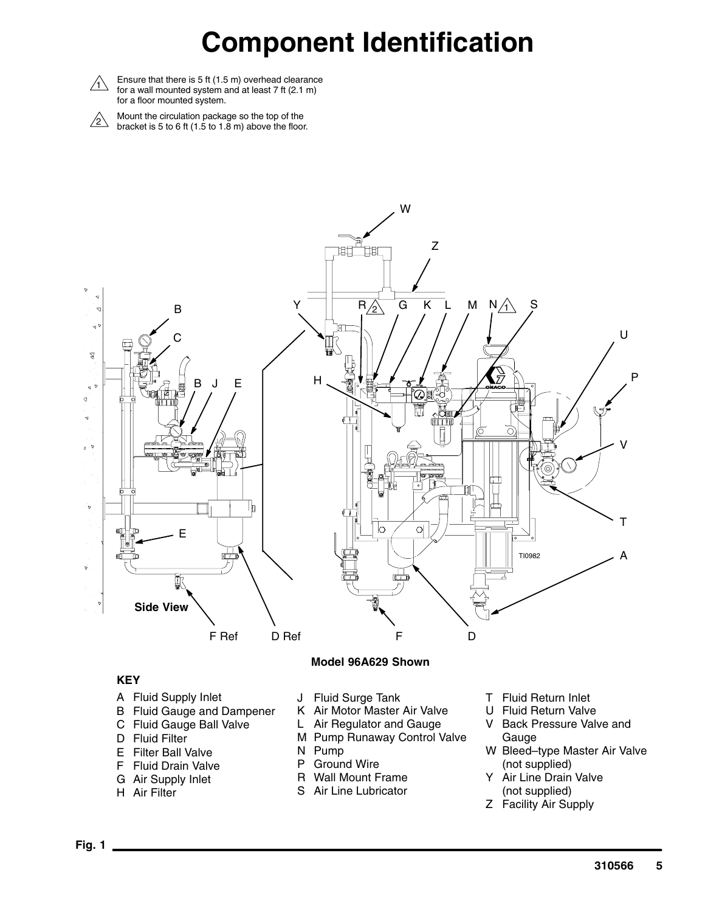# Component Identification

1. Ensure that there is 5 ft (1.5 m) overhead clearance for a wall mounted system and at least 7 ft (2.1 m) for a floor mounted system.

2. Mount the circulation package so the top of the bracket is 5 to 6 ft (1.5 to 1.8 m) above the floor.

Model 96A629 Shown

**KEY**

- A Fluid Supply Inlet
- B Fluid Gauge and Dampener
- C Fluid Gauge Ball Valve
- D Fluid Filter
- E Filter Ball Valve
- F Fluid Drain Valve
- G Air Supply Inlet
- H Air Filter
- J Fluid Surge Tank
- K Air Motor Master Air Valve
- L Air Regulator and Gauge
- M Pump Runaway Control Valve
- N Pump
- P Ground Wire
- R Wall Mount Frame
- S Air Line Lubricator
- T Fluid Return Inlet
- U Fluid Return Valve
- V Back Pressure Valve and Gauge
- W Bleed–type Master Air Valve (not supplied)
- Y Air Line Drain Valve (not supplied)
- Z Facility Air Supply

Fig. 1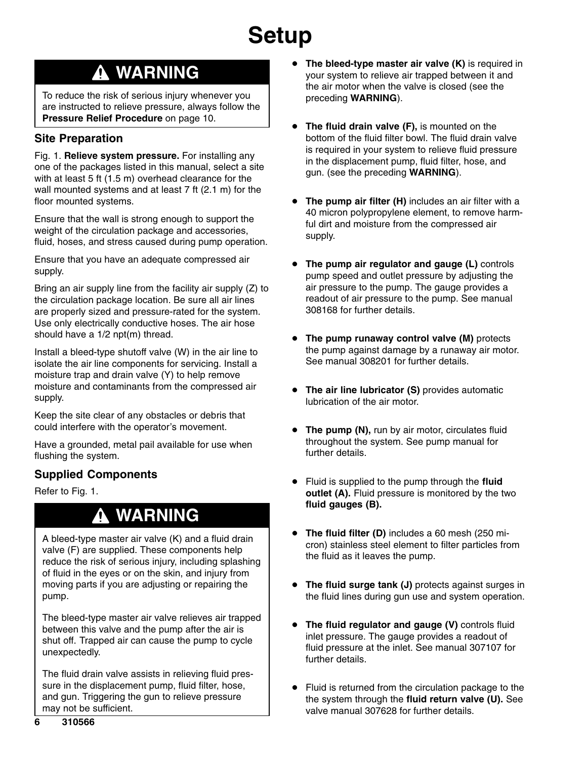# Setup

## ⚠ WARNING

To reduce the risk of serious injury whenever you are instructed to relieve pressure, always follow the **Pressure Relief Procedure** on page 10.

### Site Preparation

Fig. 1. **Relieve system pressure.** For installing any one of the packages listed in this manual, select a site with at least 5 ft (1.5 m) overhead clearance for the wall mounted systems and at least 7 ft (2.1 m) for the floor mounted systems.

Ensure that the wall is strong enough to support the weight of the circulation package and accessories, fluid, hoses, and stress caused during pump operation.

Ensure that you have an adequate compressed air supply.

Bring an air supply line from the facility air supply (Z) to the circulation package location. Be sure all air lines are properly sized and pressure-rated for the system. Use only electrically conductive hoses. The air hose should have a 1/2 npt(m) thread.

Install a bleed-type shutoff valve (W) in the air line to isolate the air line components for servicing. Install a moisture trap and drain valve (Y) to help remove moisture and contaminants from the compressed air supply.

Keep the site clear of any obstacles or debris that could interfere with the operator's movement.

Have a grounded, metal pail available for use when flushing the system.

### Supplied Components

Refer to Fig. 1.

## ⚠ WARNING

A bleed-type master air valve (K) and a fluid drain valve (F) are supplied. These components help reduce the risk of serious injury, including splashing of fluid in the eyes or on the skin, and injury from moving parts if you are adjusting or repairing the pump.

The bleed-type master air valve relieves air trapped between this valve and the pump after the air is shut off. Trapped air can cause the pump to cycle unexpectedly.

The fluid drain valve assists in relieving fluid pressure in the displacement pump, fluid filter, hose, and gun. Triggering the gun to relieve pressure may not be sufficient.

- **The bleed-type master air valve (K)** is required in your system to relieve air trapped between it and the air motor when the valve is closed (see the preceding **WARNING**).
- **The fluid drain valve (F),** is mounted on the bottom of the fluid filter bowl. The fluid drain valve is required in your system to relieve fluid pressure in the displacement pump, fluid filter, hose, and gun. (see the preceding **WARNING**).
- **The pump air filter (H)** includes an air filter with a 40 micron polypropylene element, to remove harmful dirt and moisture from the compressed air supply.
- **The pump air regulator and gauge (L)** controls pump speed and outlet pressure by adjusting the air pressure to the pump. The gauge provides a readout of air pressure to the pump. See manual 308168 for further details.
- **The pump runaway control valve (M)** protects the pump against damage by a runaway air motor. See manual 308201 for further details.
- **The air line lubricator (S)** provides automatic lubrication of the air motor.
- **The pump (N),** run by air motor, circulates fluid throughout the system. See pump manual for further details.
- Fluid is supplied to the pump through the **fluid outlet (A).** Fluid pressure is monitored by the two **fluid gauges (B).**
- **The fluid filter (D)** includes a 60 mesh (250 micron) stainless steel element to filter particles from the fluid as it leaves the pump.
- **The fluid surge tank (J)** protects against surges in the fluid lines during gun use and system operation.
- **The fluid regulator and gauge (V)** controls fluid inlet pressure. The gauge provides a readout of fluid pressure at the inlet. See manual 307107 for further details.
- Fluid is returned from the circulation package to the the system through the **fluid return valve (U).** See valve manual 307628 for further details.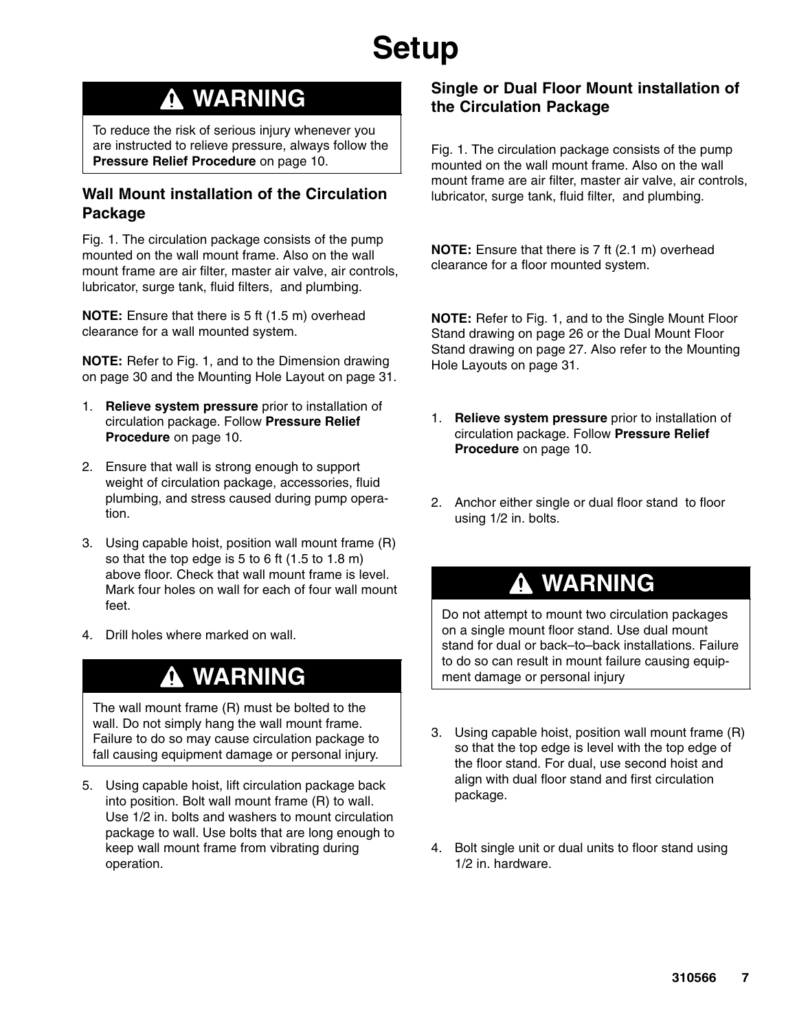# Setup

> **⚠ WARNING**
>
> To reduce the risk of serious injury whenever you are instructed to relieve pressure, always follow the **Pressure Relief Procedure** on page 10.

## Wall Mount installation of the Circulation Package

Fig. 1. The circulation package consists of the pump mounted on the wall mount frame. Also on the wall mount frame are air filter, master air valve, air controls, lubricator, surge tank, fluid filters, and plumbing.

**NOTE:** Ensure that there is 5 ft (1.5 m) overhead clearance for a wall mounted system.

**NOTE:** Refer to Fig. 1, and to the Dimension drawing on page 30 and the Mounting Hole Layout on page 31.

1. **Relieve system pressure** prior to installation of circulation package. Follow **Pressure Relief Procedure** on page 10.
2. Ensure that wall is strong enough to support weight of circulation package, accessories, fluid plumbing, and stress caused during pump operation.
3. Using capable hoist, position wall mount frame (R) so that the top edge is 5 to 6 ft (1.5 to 1.8 m) above floor. Check that wall mount frame is level. Mark four holes on wall for each of four wall mount feet.
4. Drill holes where marked on wall.

> **⚠ WARNING**
>
> The wall mount frame (R) must be bolted to the wall. Do not simply hang the wall mount frame. Failure to do so may cause circulation package to fall causing equipment damage or personal injury.

5. Using capable hoist, lift circulation package back into position. Bolt wall mount frame (R) to wall. Use 1/2 in. bolts and washers to mount circulation package to wall. Use bolts that are long enough to keep wall mount frame from vibrating during operation.

## Single or Dual Floor Mount installation of the Circulation Package

Fig. 1. The circulation package consists of the pump mounted on the wall mount frame. Also on the wall mount frame are air filter, master air valve, air controls, lubricator, surge tank, fluid filter, and plumbing.

**NOTE:** Ensure that there is 7 ft (2.1 m) overhead clearance for a floor mounted system.

**NOTE:** Refer to Fig. 1, and to the Single Mount Floor Stand drawing on page 26 or the Dual Mount Floor Stand drawing on page 27. Also refer to the Mounting Hole Layouts on page 31.

1. **Relieve system pressure** prior to installation of circulation package. Follow **Pressure Relief Procedure** on page 10.
2. Anchor either single or dual floor stand to floor using 1/2 in. bolts.

> **⚠ WARNING**
>
> Do not attempt to mount two circulation packages on a single mount floor stand. Use dual mount stand for dual or back–to–back installations. Failure to do so can result in mount failure causing equipment damage or personal injury

3. Using capable hoist, position wall mount frame (R) so that the top edge is level with the top edge of the floor stand. For dual, use second hoist and align with dual floor stand and first circulation package.
4. Bolt single unit or dual units to floor stand using 1/2 in. hardware.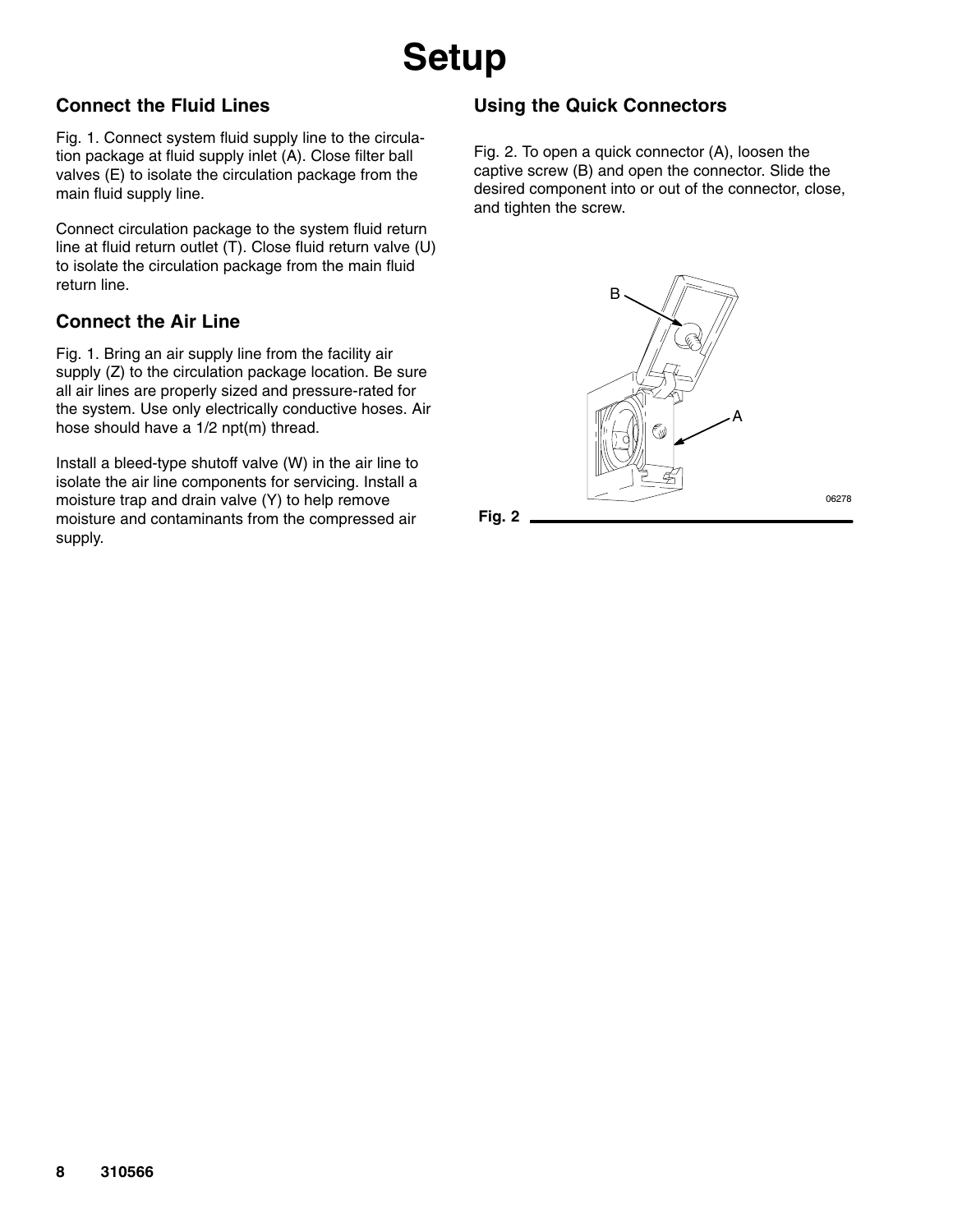# Setup

## Connect the Fluid Lines

Fig. 1. Connect system fluid supply line to the circulation package at fluid supply inlet (A). Close filter ball valves (E) to isolate the circulation package from the main fluid supply line.

Connect circulation package to the system fluid return line at fluid return outlet (T). Close fluid return valve (U) to isolate the circulation package from the main fluid return line.

## Connect the Air Line

Fig. 1. Bring an air supply line from the facility air supply (Z) to the circulation package location. Be sure all air lines are properly sized and pressure-rated for the system. Use only electrically conductive hoses. Air hose should have a 1/2 npt(m) thread.

Install a bleed-type shutoff valve (W) in the air line to isolate the air line components for servicing. Install a moisture trap and drain valve (Y) to help remove moisture and contaminants from the compressed air supply.

## Using the Quick Connectors

Fig. 2. To open a quick connector (A), loosen the captive screw (B) and open the connector. Slide the desired component into or out of the connector, close, and tighten the screw.

06278

Fig. 2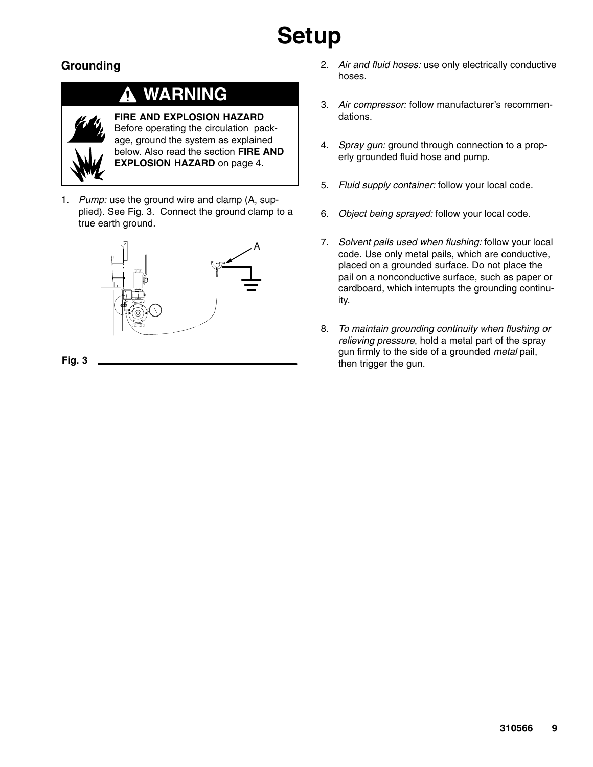# Setup

## Grounding

**⚠ WARNING**

**FIRE AND EXPLOSION HAZARD**
Before operating the circulation package, ground the system as explained below. Also read the section **FIRE AND EXPLOSION HAZARD** on page 4.

1. *Pump:* use the ground wire and clamp (A, supplied). See Fig. 3. Connect the ground clamp to a true earth ground.

Fig. 3

2. *Air and fluid hoses:* use only electrically conductive hoses.

3. *Air compressor:* follow manufacturer's recommendations.

4. *Spray gun:* ground through connection to a properly grounded fluid hose and pump.

5. *Fluid supply container:* follow your local code.

6. *Object being sprayed:* follow your local code.

7. *Solvent pails used when flushing:* follow your local code. Use only metal pails, which are conductive, placed on a grounded surface. Do not place the pail on a nonconductive surface, such as paper or cardboard, which interrupts the grounding continuity.

8. *To maintain grounding continuity when flushing or relieving pressure*, hold a metal part of the spray gun firmly to the side of a grounded *metal* pail, then trigger the gun.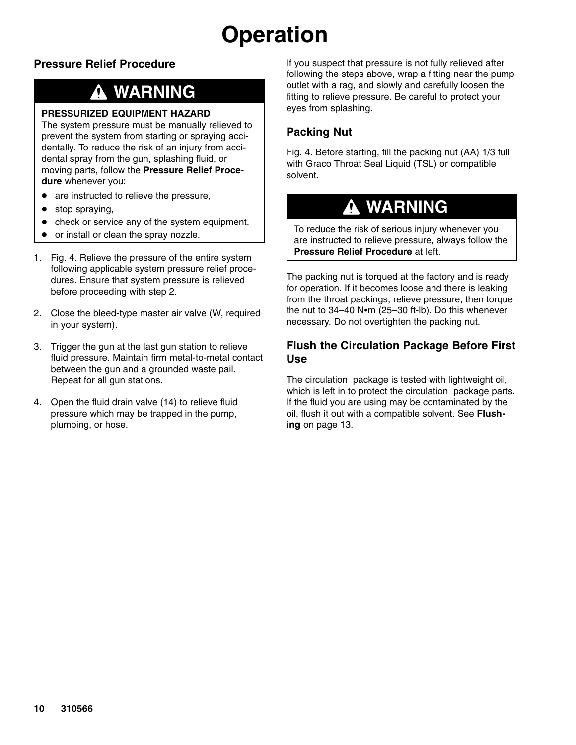# Operation

## Pressure Relief Procedure

> **⚠ WARNING**
>
> **PRESSURIZED EQUIPMENT HAZARD**
> The system pressure must be manually relieved to prevent the system from starting or spraying accidentally. To reduce the risk of an injury from accidental spray from the gun, splashing fluid, or moving parts, follow the **Pressure Relief Procedure** whenever you:
>
> - are instructed to relieve the pressure,
> - stop spraying,
> - check or service any of the system equipment,
> - or install or clean the spray nozzle.

1. Fig. 4. Relieve the pressure of the entire system following applicable system pressure relief procedures. Ensure that system pressure is relieved before proceeding with step 2.
2. Close the bleed-type master air valve (W, required in your system).
3. Trigger the gun at the last gun station to relieve fluid pressure. Maintain firm metal-to-metal contact between the gun and a grounded waste pail. Repeat for all gun stations.
4. Open the fluid drain valve (14) to relieve fluid pressure which may be trapped in the pump, plumbing, or hose.

If you suspect that pressure is not fully relieved after following the steps above, wrap a fitting near the pump outlet with a rag, and slowly and carefully loosen the fitting to relieve pressure. Be careful to protect your eyes from splashing.

## Packing Nut

Fig. 4. Before starting, fill the packing nut (AA) 1/3 full with Graco Throat Seal Liquid (TSL) or compatible solvent.

> **⚠ WARNING**
>
> To reduce the risk of serious injury whenever you are instructed to relieve pressure, always follow the **Pressure Relief Procedure** at left.

The packing nut is torqued at the factory and is ready for operation. If it becomes loose and there is leaking from the throat packings, relieve pressure, then torque the nut to 34–40 N•m (25–30 ft-lb). Do this whenever necessary. Do not overtighten the packing nut.

## Flush the Circulation Package Before First Use

The circulation package is tested with lightweight oil, which is left in to protect the circulation package parts. If the fluid you are using may be contaminated by the oil, flush it out with a compatible solvent. See **Flushing** on page 13.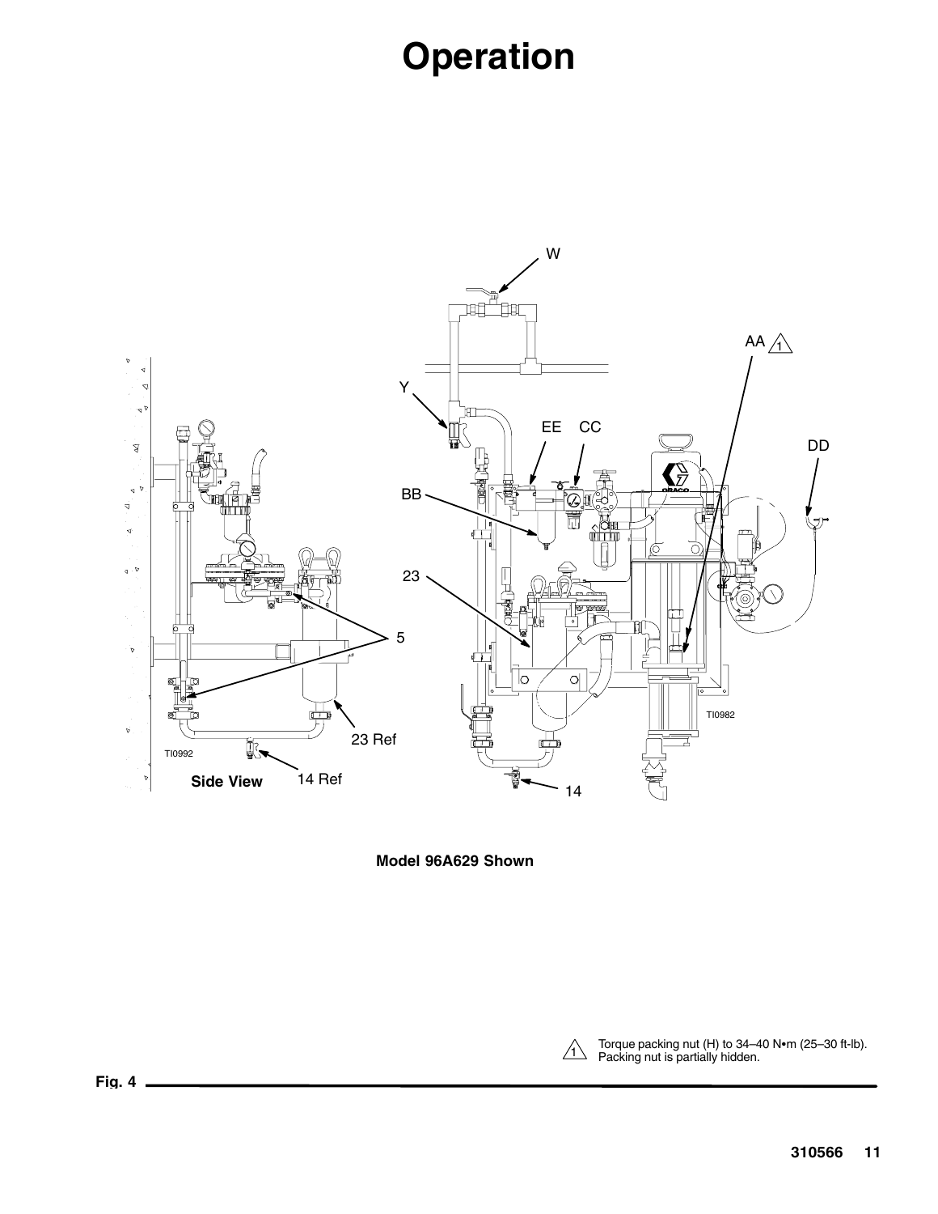# Operation

Model 96A629 Shown

⚠1 Torque packing nut (H) to 34–40 N•m (25–30 ft-lb). Packing nut is partially hidden.

**Fig. 4**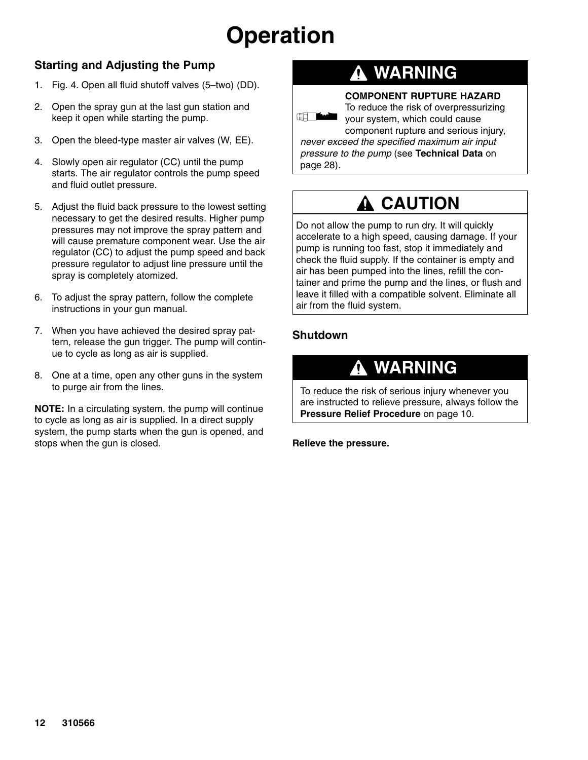# Operation

## Starting and Adjusting the Pump

1. Fig. 4. Open all fluid shutoff valves (5–two) (DD).
2. Open the spray gun at the last gun station and keep it open while starting the pump.
3. Open the bleed-type master air valves (W, EE).
4. Slowly open air regulator (CC) until the pump starts. The air regulator controls the pump speed and fluid outlet pressure.
5. Adjust the fluid back pressure to the lowest setting necessary to get the desired results. Higher pump pressures may not improve the spray pattern and will cause premature component wear. Use the air regulator (CC) to adjust the pump speed and back pressure regulator to adjust line pressure until the spray is completely atomized.
6. To adjust the spray pattern, follow the complete instructions in your gun manual.
7. When you have achieved the desired spray pattern, release the gun trigger. The pump will continue to cycle as long as air is supplied.
8. One at a time, open any other guns in the system to purge air from the lines.

**NOTE:** In a circulating system, the pump will continue to cycle as long as air is supplied. In a direct supply system, the pump starts when the gun is opened, and stops when the gun is closed.

### WARNING

**COMPONENT RUPTURE HAZARD**
To reduce the risk of overpressurizing your system, which could cause component rupture and serious injury, *never exceed the specified maximum air input pressure to the pump* (see **Technical Data** on page 28).

### CAUTION

Do not allow the pump to run dry. It will quickly accelerate to a high speed, causing damage. If your pump is running too fast, stop it immediately and check the fluid supply. If the container is empty and air has been pumped into the lines, refill the container and prime the pump and the lines, or flush and leave it filled with a compatible solvent. Eliminate all air from the fluid system.

## Shutdown

### WARNING

To reduce the risk of serious injury whenever you are instructed to relieve pressure, always follow the **Pressure Relief Procedure** on page 10.

**Relieve the pressure.**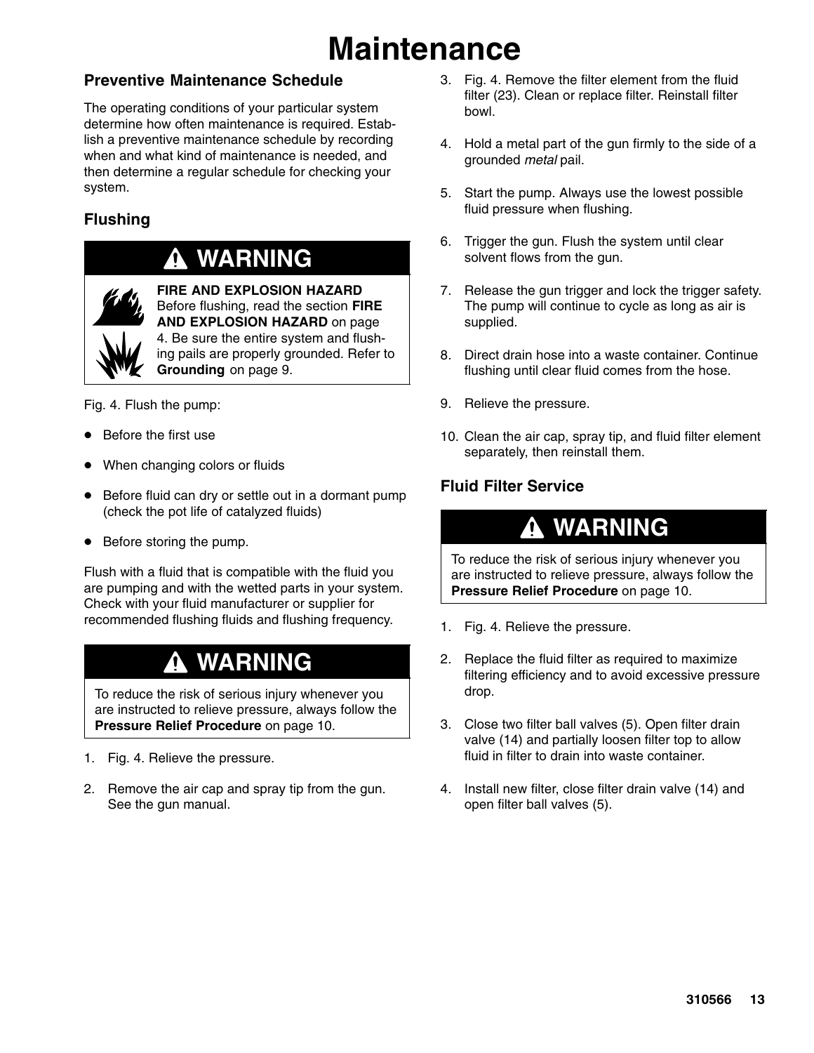# Maintenance

## Preventive Maintenance Schedule

The operating conditions of your particular system determine how often maintenance is required. Establish a preventive maintenance schedule by recording when and what kind of maintenance is needed, and then determine a regular schedule for checking your system.

## Flushing

> **⚠ WARNING**
>
> **FIRE AND EXPLOSION HAZARD**
> Before flushing, read the section **FIRE AND EXPLOSION HAZARD** on page 4. Be sure the entire system and flushing pails are properly grounded. Refer to **Grounding** on page 9.

Fig. 4. Flush the pump:

- Before the first use
- When changing colors or fluids
- Before fluid can dry or settle out in a dormant pump (check the pot life of catalyzed fluids)
- Before storing the pump.

Flush with a fluid that is compatible with the fluid you are pumping and with the wetted parts in your system. Check with your fluid manufacturer or supplier for recommended flushing fluids and flushing frequency.

> **⚠ WARNING**
>
> To reduce the risk of serious injury whenever you are instructed to relieve pressure, always follow the **Pressure Relief Procedure** on page 10.

1. Fig. 4. Relieve the pressure.
2. Remove the air cap and spray tip from the gun. See the gun manual.
3. Fig. 4. Remove the filter element from the fluid filter (23). Clean or replace filter. Reinstall filter bowl.
4. Hold a metal part of the gun firmly to the side of a grounded *metal* pail.
5. Start the pump. Always use the lowest possible fluid pressure when flushing.
6. Trigger the gun. Flush the system until clear solvent flows from the gun.
7. Release the gun trigger and lock the trigger safety. The pump will continue to cycle as long as air is supplied.
8. Direct drain hose into a waste container. Continue flushing until clear fluid comes from the hose.
9. Relieve the pressure.
10. Clean the air cap, spray tip, and fluid filter element separately, then reinstall them.

## Fluid Filter Service

> **⚠ WARNING**
>
> To reduce the risk of serious injury whenever you are instructed to relieve pressure, always follow the **Pressure Relief Procedure** on page 10.

1. Fig. 4. Relieve the pressure.
2. Replace the fluid filter as required to maximize filtering efficiency and to avoid excessive pressure drop.
3. Close two filter ball valves (5). Open filter drain valve (14) and partially loosen filter top to allow fluid in filter to drain into waste container.
4. Install new filter, close filter drain valve (14) and open filter ball valves (5).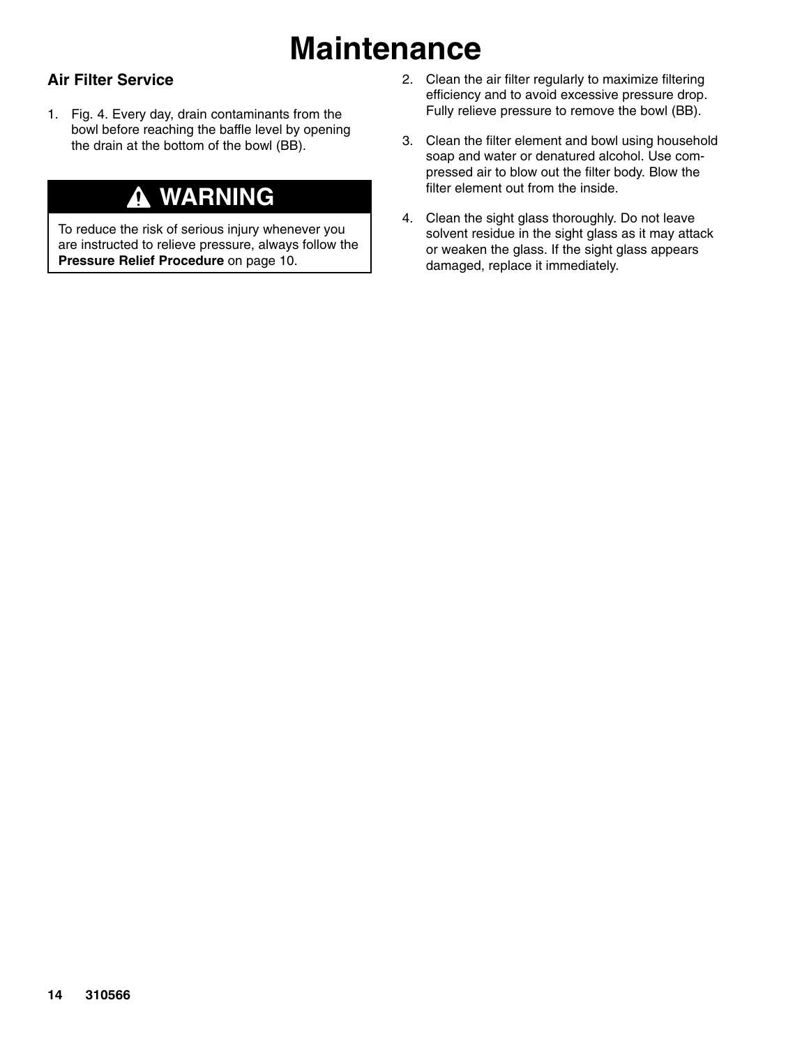# Maintenance

## Air Filter Service

1. Fig. 4. Every day, drain contaminants from the bowl before reaching the baffle level by opening the drain at the bottom of the bowl (BB).

> **⚠ WARNING**
>
> To reduce the risk of serious injury whenever you are instructed to relieve pressure, always follow the **Pressure Relief Procedure** on page 10.

2. Clean the air filter regularly to maximize filtering efficiency and to avoid excessive pressure drop. Fully relieve pressure to remove the bowl (BB).

3. Clean the filter element and bowl using household soap and water or denatured alcohol. Use compressed air to blow out the filter body. Blow the filter element out from the inside.

4. Clean the sight glass thoroughly. Do not leave solvent residue in the sight glass as it may attack or weaken the glass. If the sight glass appears damaged, replace it immediately.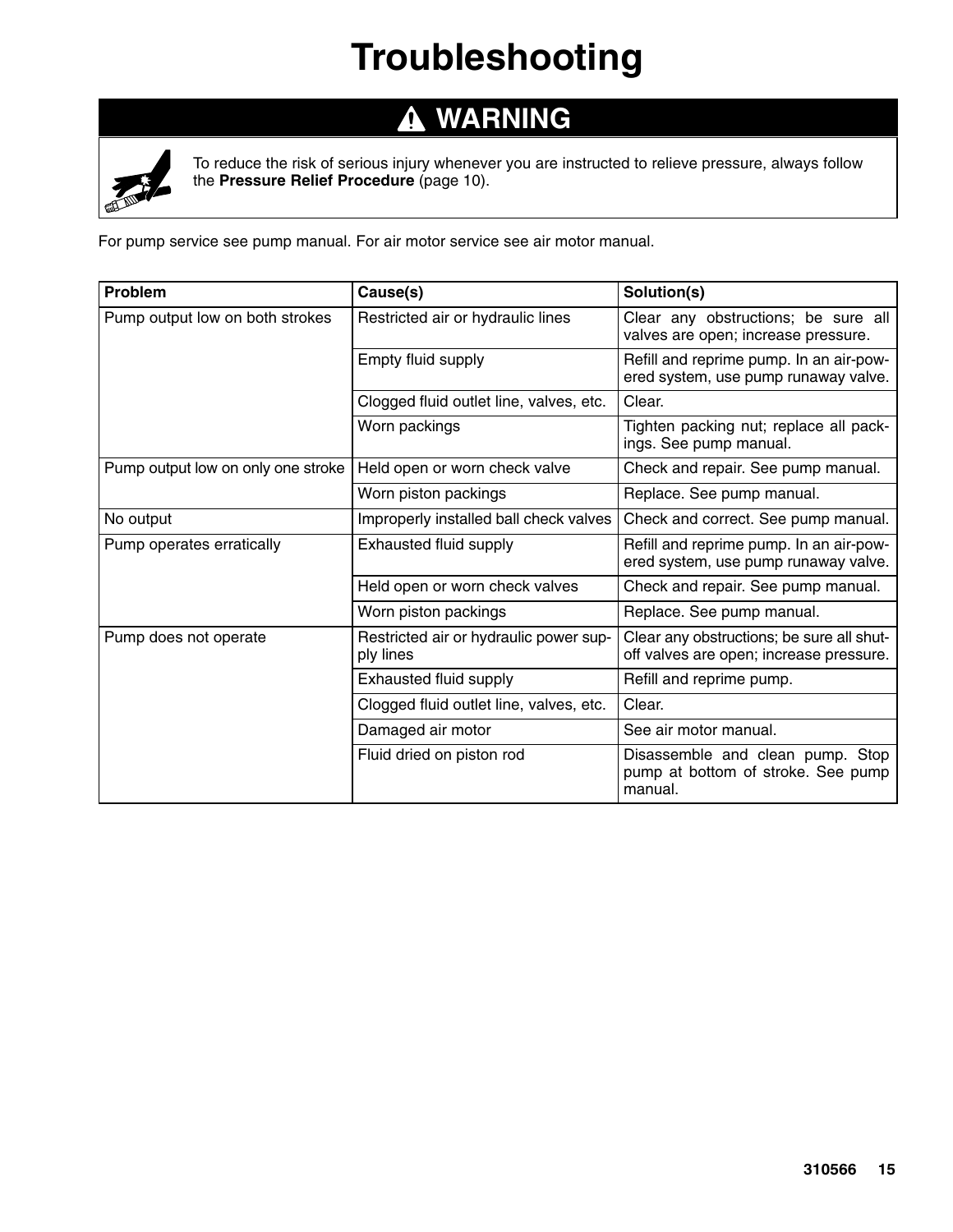# Troubleshooting

## ⚠ WARNING

To reduce the risk of serious injury whenever you are instructed to relieve pressure, always follow the **Pressure Relief Procedure** (page 10).

For pump service see pump manual. For air motor service see air motor manual.

| Problem | Cause(s) | Solution(s) |
|---|---|---|
| Pump output low on both strokes | Restricted air or hydraulic lines | Clear any obstructions; be sure all valves are open; increase pressure. |
| | Empty fluid supply | Refill and reprime pump. In an air-powered system, use pump runaway valve. |
| | Clogged fluid outlet line, valves, etc. | Clear. |
| | Worn packings | Tighten packing nut; replace all packings. See pump manual. |
| Pump output low on only one stroke | Held open or worn check valve | Check and repair. See pump manual. |
| | Worn piston packings | Replace. See pump manual. |
| No output | Improperly installed ball check valves | Check and correct. See pump manual. |
| Pump operates erratically | Exhausted fluid supply | Refill and reprime pump. In an air-powered system, use pump runaway valve. |
| | Held open or worn check valves | Check and repair. See pump manual. |
| | Worn piston packings | Replace. See pump manual. |
| Pump does not operate | Restricted air or hydraulic power supply lines | Clear any obstructions; be sure all shutoff valves are open; increase pressure. |
| | Exhausted fluid supply | Refill and reprime pump. |
| | Clogged fluid outlet line, valves, etc. | Clear. |
| | Damaged air motor | See air motor manual. |
| | Fluid dried on piston rod | Disassemble and clean pump. Stop pump at bottom of stroke. See pump manual. |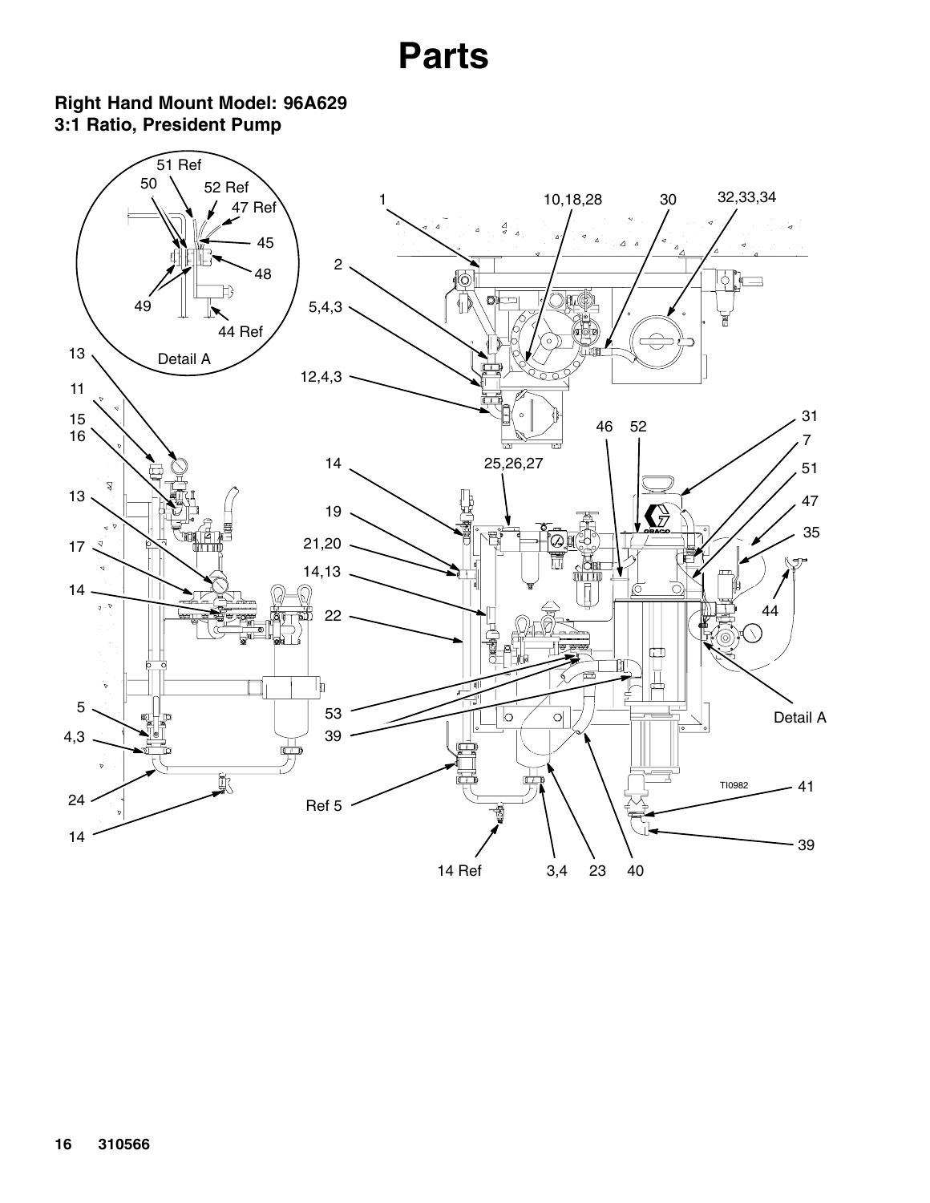# Parts

**Right Hand Mount Model: 96A629**
**3:1 Ratio, President Pump**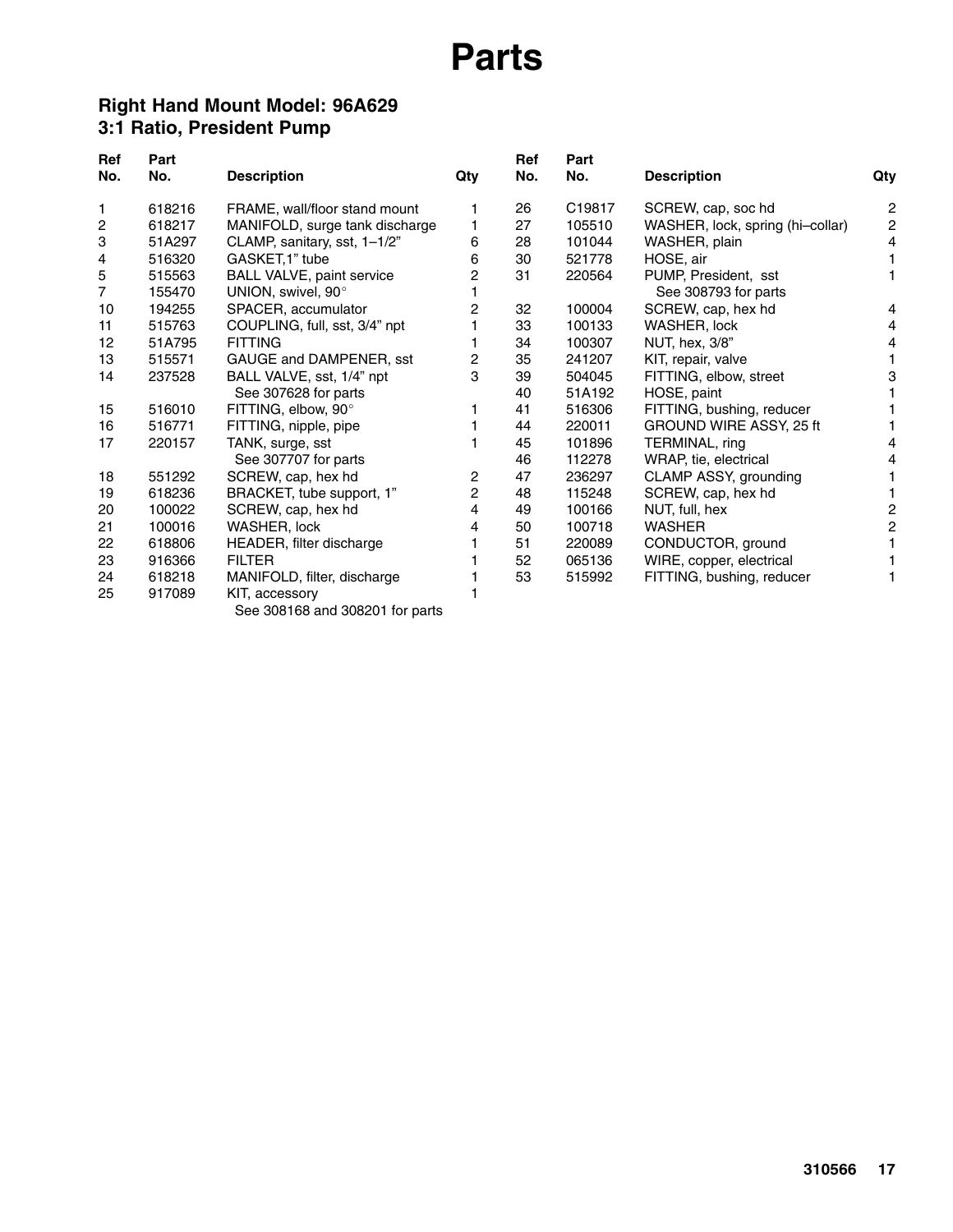# Parts

## Right Hand Mount Model: 96A629
## 3:1 Ratio, President Pump

| Ref No. | Part No. | Description | Qty |
|---|---|---|---|
| 1 | 618216 | FRAME, wall/floor stand mount | 1 |
| 2 | 618217 | MANIFOLD, surge tank discharge | 1 |
| 3 | 51A297 | CLAMP, sanitary, sst, 1–1/2" | 6 |
| 4 | 516320 | GASKET,1" tube | 6 |
| 5 | 515563 | BALL VALVE, paint service | 2 |
| 7 | 155470 | UNION, swivel, 90° | 1 |
| 10 | 194255 | SPACER, accumulator | 2 |
| 11 | 515763 | COUPLING, full, sst, 3/4" npt | 1 |
| 12 | 51A795 | FITTING | 1 |
| 13 | 515571 | GAUGE and DAMPENER, sst | 2 |
| 14 | 237528 | BALL VALVE, sst, 1/4" npt<br>See 307628 for parts | 3 |
| 15 | 516010 | FITTING, elbow, 90° | 1 |
| 16 | 516771 | FITTING, nipple, pipe | 1 |
| 17 | 220157 | TANK, surge, sst<br>See 307707 for parts | 1 |
| 18 | 551292 | SCREW, cap, hex hd | 2 |
| 19 | 618236 | BRACKET, tube support, 1" | 2 |
| 20 | 100022 | SCREW, cap, hex hd | 4 |
| 21 | 100016 | WASHER, lock | 4 |
| 22 | 618806 | HEADER, filter discharge | 1 |
| 23 | 916366 | FILTER | 1 |
| 24 | 618218 | MANIFOLD, filter, discharge | 1 |
| 25 | 917089 | KIT, accessory<br>See 308168 and 308201 for parts | 1 |
| 26 | C19817 | SCREW, cap, soc hd | 2 |
| 27 | 105510 | WASHER, lock, spring (hi–collar) | 2 |
| 28 | 101044 | WASHER, plain | 4 |
| 30 | 521778 | HOSE, air | 1 |
| 31 | 220564 | PUMP, President, sst<br>See 308793 for parts | 1 |
| 32 | 100004 | SCREW, cap, hex hd | 4 |
| 33 | 100133 | WASHER, lock | 4 |
| 34 | 100307 | NUT, hex, 3/8" | 4 |
| 35 | 241207 | KIT, repair, valve | 1 |
| 39 | 504045 | FITTING, elbow, street | 3 |
| 40 | 51A192 | HOSE, paint | 1 |
| 41 | 516306 | FITTING, bushing, reducer | 1 |
| 44 | 220011 | GROUND WIRE ASSY, 25 ft | 1 |
| 45 | 101896 | TERMINAL, ring | 4 |
| 46 | 112278 | WRAP, tie, electrical | 4 |
| 47 | 236297 | CLAMP ASSY, grounding | 1 |
| 48 | 115248 | SCREW, cap, hex hd | 1 |
| 49 | 100166 | NUT, full, hex | 2 |
| 50 | 100718 | WASHER | 2 |
| 51 | 220089 | CONDUCTOR, ground | 1 |
| 52 | 065136 | WIRE, copper, electrical | 1 |
| 53 | 515992 | FITTING, bushing, reducer | 1 |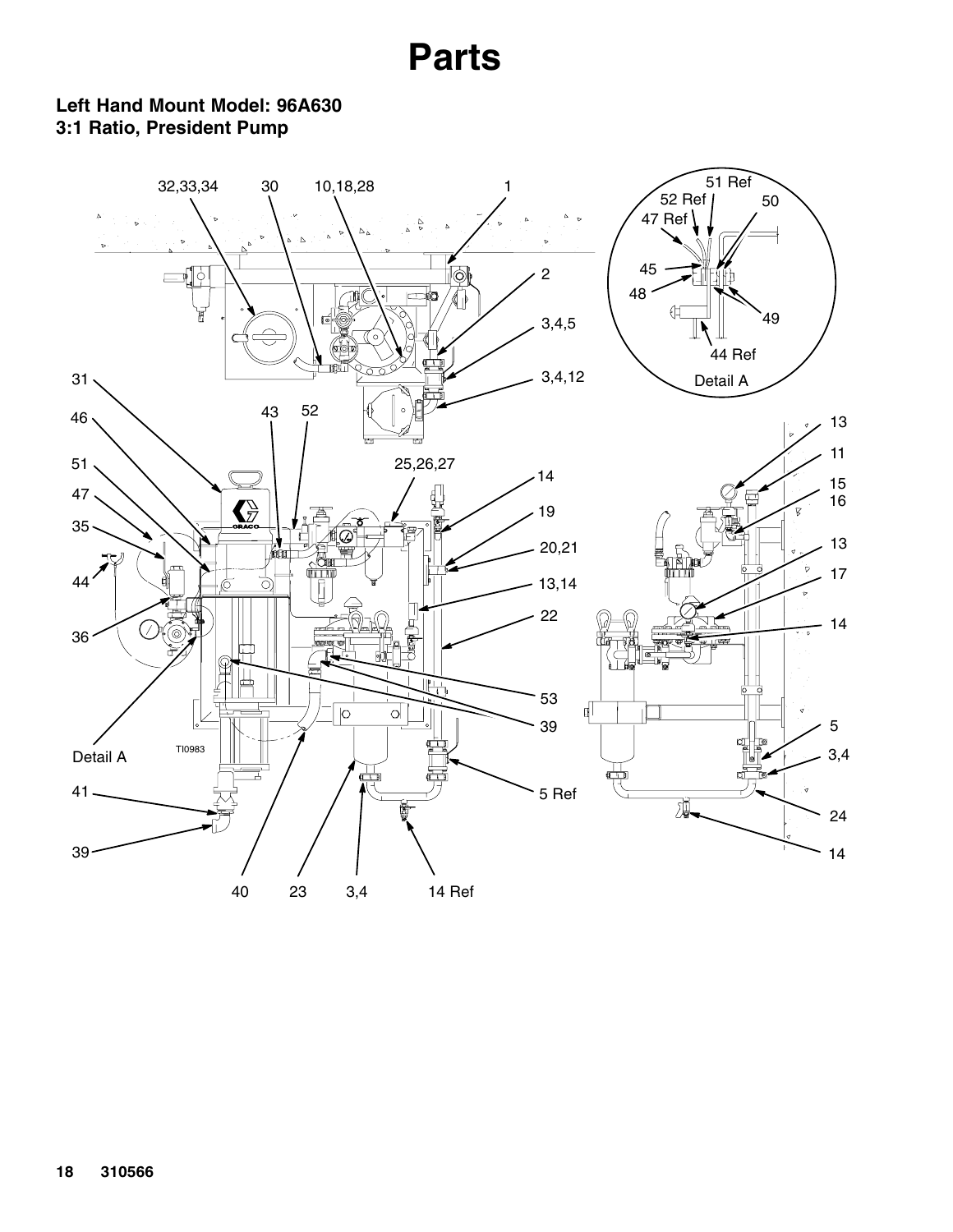# Parts

## Left Hand Mount Model: 96A630
## 3:1 Ratio, President Pump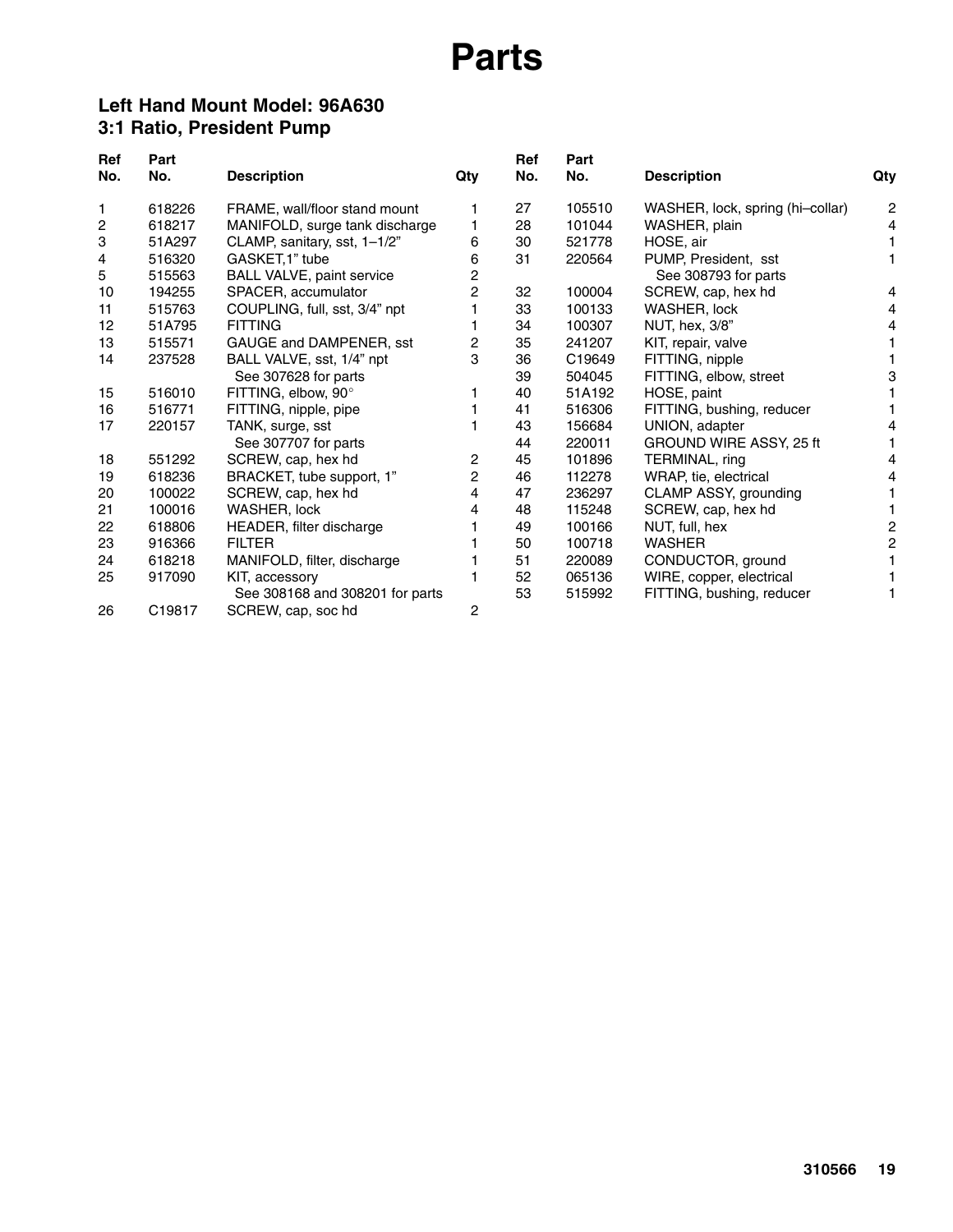# Parts

## Left Hand Mount Model: 96A630
## 3:1 Ratio, President Pump

| Ref No. | Part No. | Description | Qty |
|---|---|---|---|
| 1 | 618226 | FRAME, wall/floor stand mount | 1 |
| 2 | 618217 | MANIFOLD, surge tank discharge | 1 |
| 3 | 51A297 | CLAMP, sanitary, sst, 1–1/2” | 6 |
| 4 | 516320 | GASKET,1” tube | 6 |
| 5 | 515563 | BALL VALVE, paint service | 2 |
| 10 | 194255 | SPACER, accumulator | 2 |
| 11 | 515763 | COUPLING, full, sst, 3/4” npt | 1 |
| 12 | 51A795 | FITTING | 1 |
| 13 | 515571 | GAUGE and DAMPENER, sst | 2 |
| 14 | 237528 | BALL VALVE, sst, 1/4” npt<br>See 307628 for parts | 3 |
| 15 | 516010 | FITTING, elbow, 90° | 1 |
| 16 | 516771 | FITTING, nipple, pipe | 1 |
| 17 | 220157 | TANK, surge, sst<br>See 307707 for parts | 1 |
| 18 | 551292 | SCREW, cap, hex hd | 2 |
| 19 | 618236 | BRACKET, tube support, 1” | 2 |
| 20 | 100022 | SCREW, cap, hex hd | 4 |
| 21 | 100016 | WASHER, lock | 4 |
| 22 | 618806 | HEADER, filter discharge | 1 |
| 23 | 916366 | FILTER | 1 |
| 24 | 618218 | MANIFOLD, filter, discharge | 1 |
| 25 | 917090 | KIT, accessory<br>See 308168 and 308201 for parts | 1 |
| 26 | C19817 | SCREW, cap, soc hd | 2 |
| 27 | 105510 | WASHER, lock, spring (hi–collar) | 2 |
| 28 | 101044 | WASHER, plain | 4 |
| 30 | 521778 | HOSE, air | 1 |
| 31 | 220564 | PUMP, President, sst<br>See 308793 for parts | 1 |
| 32 | 100004 | SCREW, cap, hex hd | 4 |
| 33 | 100133 | WASHER, lock | 4 |
| 34 | 100307 | NUT, hex, 3/8” | 4 |
| 35 | 241207 | KIT, repair, valve | 1 |
| 36 | C19649 | FITTING, nipple | 1 |
| 39 | 504045 | FITTING, elbow, street | 3 |
| 40 | 51A192 | HOSE, paint | 1 |
| 41 | 516306 | FITTING, bushing, reducer | 1 |
| 43 | 156684 | UNION, adapter | 4 |
| 44 | 220011 | GROUND WIRE ASSY, 25 ft | 1 |
| 45 | 101896 | TERMINAL, ring | 4 |
| 46 | 112278 | WRAP, tie, electrical | 4 |
| 47 | 236297 | CLAMP ASSY, grounding | 1 |
| 48 | 115248 | SCREW, cap, hex hd | 1 |
| 49 | 100166 | NUT, full, hex | 2 |
| 50 | 100718 | WASHER | 2 |
| 51 | 220089 | CONDUCTOR, ground | 1 |
| 52 | 065136 | WIRE, copper, electrical | 1 |
| 53 | 515992 | FITTING, bushing, reducer | 1 |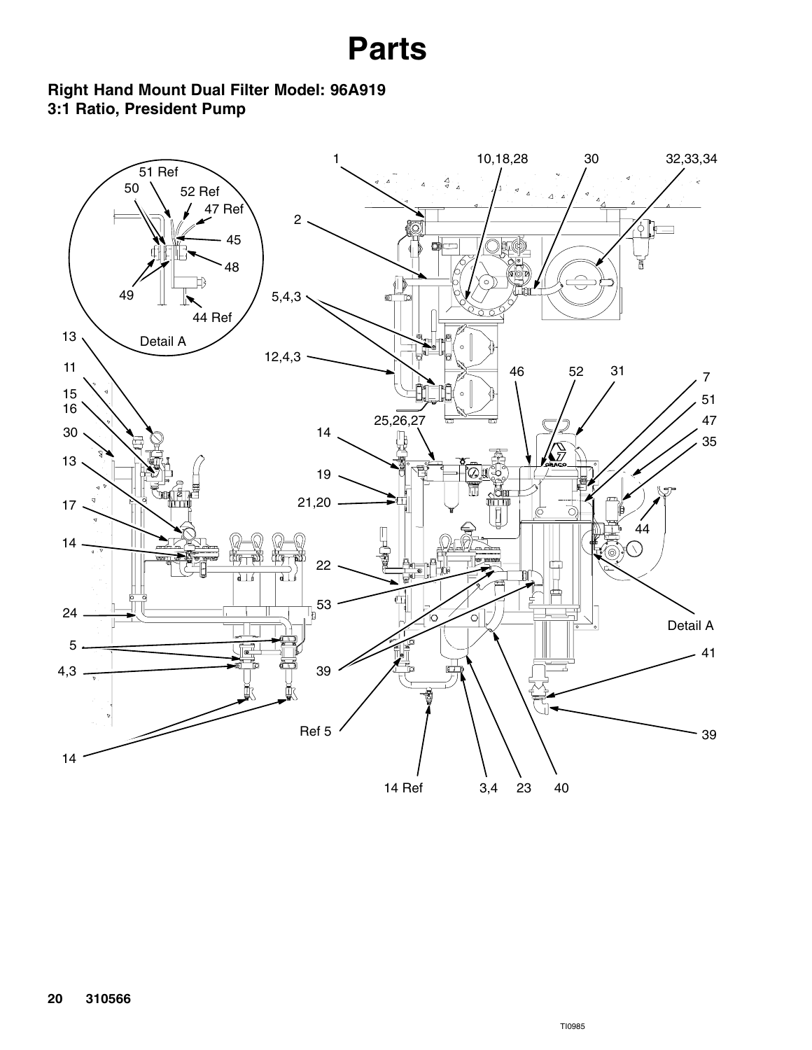# Parts

## Right Hand Mount Dual Filter Model: 96A919
## 3:1 Ratio, President Pump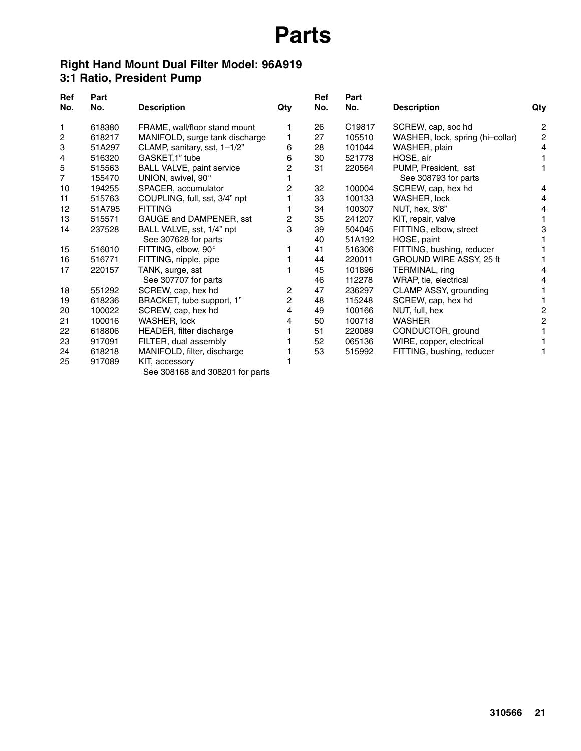# Parts

## Right Hand Mount Dual Filter Model: 96A919
## 3:1 Ratio, President Pump

| Ref No. | Part No. | Description | Qty |
|---|---|---|---|
| 1 | 618380 | FRAME, wall/floor stand mount | 1 |
| 2 | 618217 | MANIFOLD, surge tank discharge | 1 |
| 3 | 51A297 | CLAMP, sanitary, sst, 1–1/2” | 6 |
| 4 | 516320 | GASKET,1” tube | 6 |
| 5 | 515563 | BALL VALVE, paint service | 2 |
| 7 | 155470 | UNION, swivel, 90° | 1 |
| 10 | 194255 | SPACER, accumulator | 2 |
| 11 | 515763 | COUPLING, full, sst, 3/4” npt | 1 |
| 12 | 51A795 | FITTING | 1 |
| 13 | 515571 | GAUGE and DAMPENER, sst | 2 |
| 14 | 237528 | BALL VALVE, sst, 1/4” npt<br>See 307628 for parts | 3 |
| 15 | 516010 | FITTING, elbow, 90° | 1 |
| 16 | 516771 | FITTING, nipple, pipe | 1 |
| 17 | 220157 | TANK, surge, sst<br>See 307707 for parts | 1 |
| 18 | 551292 | SCREW, cap, hex hd | 2 |
| 19 | 618236 | BRACKET, tube support, 1” | 2 |
| 20 | 100022 | SCREW, cap, hex hd | 4 |
| 21 | 100016 | WASHER, lock | 4 |
| 22 | 618806 | HEADER, filter discharge | 1 |
| 23 | 917091 | FILTER, dual assembly | 1 |
| 24 | 618218 | MANIFOLD, filter, discharge | 1 |
| 25 | 917089 | KIT, accessory<br>See 308168 and 308201 for parts | 1 |
| 26 | C19817 | SCREW, cap, soc hd | 2 |
| 27 | 105510 | WASHER, lock, spring (hi–collar) | 2 |
| 28 | 101044 | WASHER, plain | 4 |
| 30 | 521778 | HOSE, air | 1 |
| 31 | 220564 | PUMP, President, sst<br>See 308793 for parts | 1 |
| 32 | 100004 | SCREW, cap, hex hd | 4 |
| 33 | 100133 | WASHER, lock | 4 |
| 34 | 100307 | NUT, hex, 3/8” | 4 |
| 35 | 241207 | KIT, repair, valve | 1 |
| 39 | 504045 | FITTING, elbow, street | 3 |
| 40 | 51A192 | HOSE, paint | 1 |
| 41 | 516306 | FITTING, bushing, reducer | 1 |
| 44 | 220011 | GROUND WIRE ASSY, 25 ft | 1 |
| 45 | 101896 | TERMINAL, ring | 4 |
| 46 | 112278 | WRAP, tie, electrical | 4 |
| 47 | 236297 | CLAMP ASSY, grounding | 1 |
| 48 | 115248 | SCREW, cap, hex hd | 1 |
| 49 | 100166 | NUT, full, hex | 2 |
| 50 | 100718 | WASHER | 2 |
| 51 | 220089 | CONDUCTOR, ground | 1 |
| 52 | 065136 | WIRE, copper, electrical | 1 |
| 53 | 515992 | FITTING, bushing, reducer | 1 |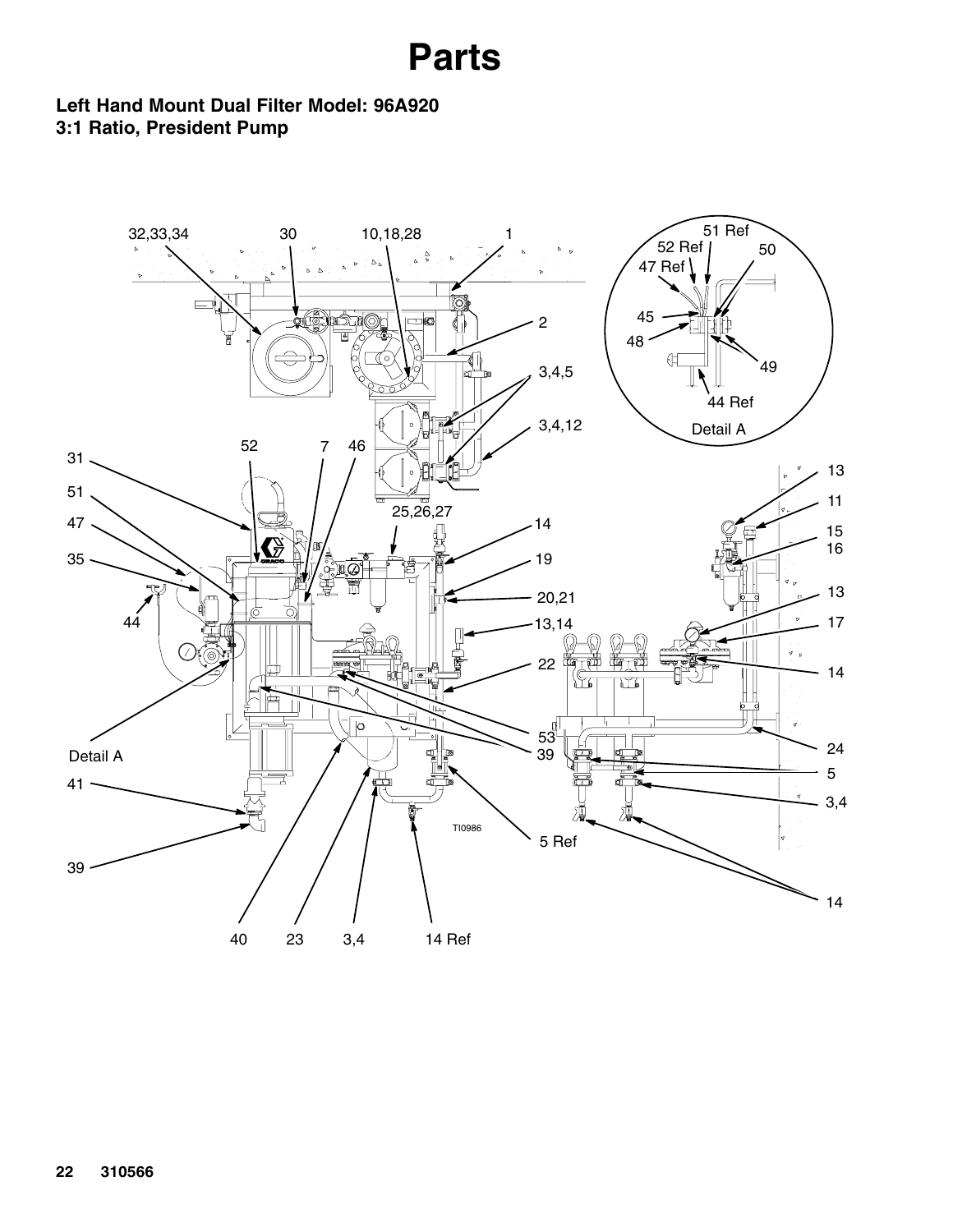# Parts

**Left Hand Mount Dual Filter Model: 96A920**
**3:1 Ratio, President Pump**

32,33,34 30 10,18,28 1 51 Ref 52 Ref 50 47 Ref 45 48 49 44 Ref Detail A 2 3,4,5 3,4,12 31 52 7 46 51 47 35 44 25,26,27 14 19 20,21 13,14 22 13 11 15 16 13 17 14 24 5 3,4 53 39 Detail A 41 39 5 Ref 14 40 23 3,4 14 Ref TI0986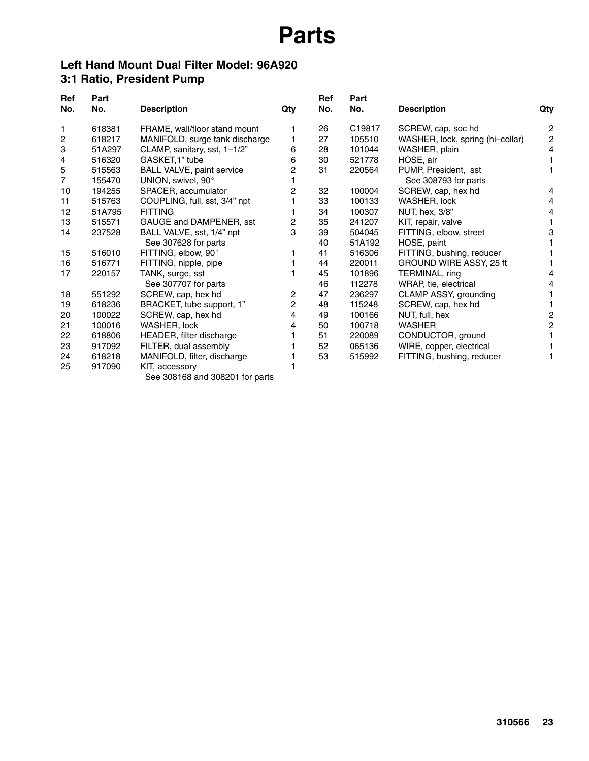# Parts

## Left Hand Mount Dual Filter Model: 96A920
## 3:1 Ratio, President Pump

| Ref No. | Part No. | Description | Qty |
|---|---|---|---|
| 1 | 618381 | FRAME, wall/floor stand mount | 1 |
| 2 | 618217 | MANIFOLD, surge tank discharge | 1 |
| 3 | 51A297 | CLAMP, sanitary, sst, 1–1/2” | 6 |
| 4 | 516320 | GASKET,1” tube | 6 |
| 5 | 515563 | BALL VALVE, paint service | 2 |
| 7 | 155470 | UNION, swivel, 90° | 1 |
| 10 | 194255 | SPACER, accumulator | 2 |
| 11 | 515763 | COUPLING, full, sst, 3/4” npt | 1 |
| 12 | 51A795 | FITTING | 1 |
| 13 | 515571 | GAUGE and DAMPENER, sst | 2 |
| 14 | 237528 | BALL VALVE, sst, 1/4” npt<br>See 307628 for parts | 3 |
| 15 | 516010 | FITTING, elbow, 90° | 1 |
| 16 | 516771 | FITTING, nipple, pipe | 1 |
| 17 | 220157 | TANK, surge, sst<br>See 307707 for parts | 1 |
| 18 | 551292 | SCREW, cap, hex hd | 2 |
| 19 | 618236 | BRACKET, tube support, 1” | 2 |
| 20 | 100022 | SCREW, cap, hex hd | 4 |
| 21 | 100016 | WASHER, lock | 4 |
| 22 | 618806 | HEADER, filter discharge | 1 |
| 23 | 917092 | FILTER, dual assembly | 1 |
| 24 | 618218 | MANIFOLD, filter, discharge | 1 |
| 25 | 917090 | KIT, accessory<br>See 308168 and 308201 for parts | 1 |
| 26 | C19817 | SCREW, cap, soc hd | 2 |
| 27 | 105510 | WASHER, lock, spring (hi–collar) | 2 |
| 28 | 101044 | WASHER, plain | 4 |
| 30 | 521778 | HOSE, air | 1 |
| 31 | 220564 | PUMP, President, sst<br>See 308793 for parts | 1 |
| 32 | 100004 | SCREW, cap, hex hd | 4 |
| 33 | 100133 | WASHER, lock | 4 |
| 34 | 100307 | NUT, hex, 3/8” | 4 |
| 35 | 241207 | KIT, repair, valve | 1 |
| 39 | 504045 | FITTING, elbow, street | 3 |
| 40 | 51A192 | HOSE, paint | 1 |
| 41 | 516306 | FITTING, bushing, reducer | 1 |
| 44 | 220011 | GROUND WIRE ASSY, 25 ft | 1 |
| 45 | 101896 | TERMINAL, ring | 4 |
| 46 | 112278 | WRAP, tie, electrical | 4 |
| 47 | 236297 | CLAMP ASSY, grounding | 1 |
| 48 | 115248 | SCREW, cap, hex hd | 1 |
| 49 | 100166 | NUT, full, hex | 2 |
| 50 | 100718 | WASHER | 2 |
| 51 | 220089 | CONDUCTOR, ground | 1 |
| 52 | 065136 | WIRE, copper, electrical | 1 |
| 53 | 515992 | FITTING, bushing, reducer | 1 |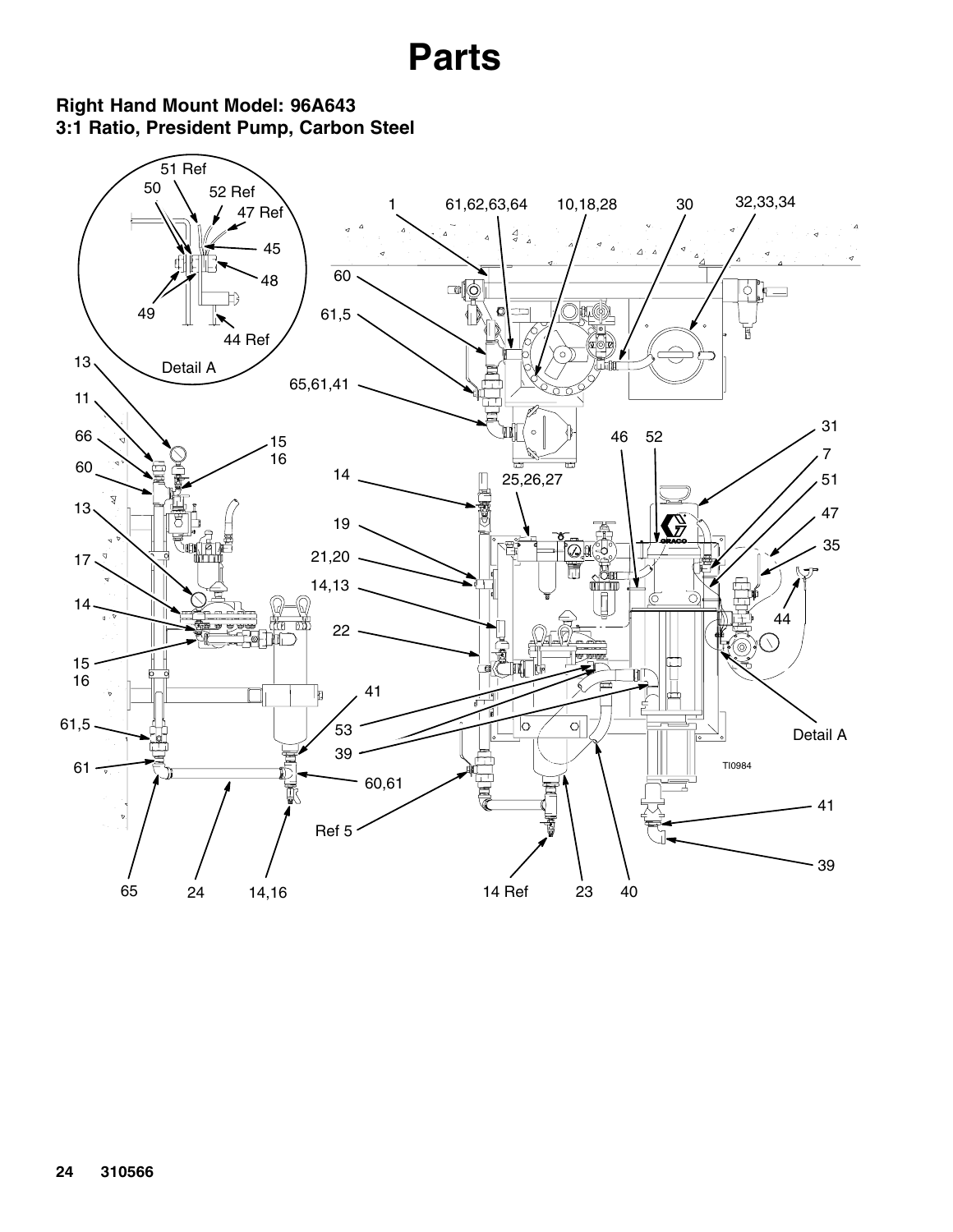# Parts

## Right Hand Mount Model: 96A643
## 3:1 Ratio, President Pump, Carbon Steel

Detail A

TI0984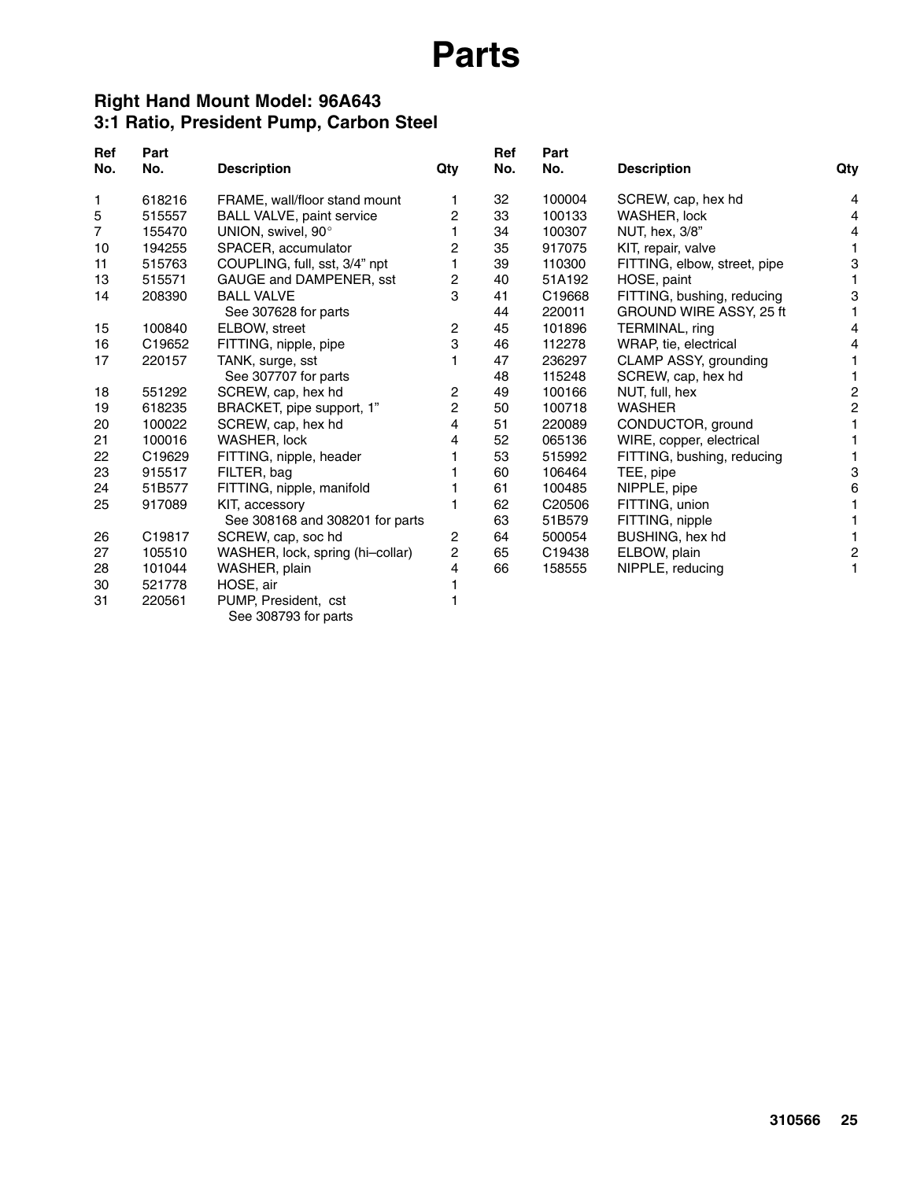# Parts

## Right Hand Mount Model: 96A643
## 3:1 Ratio, President Pump, Carbon Steel

| Ref No. | Part No. | Description | Qty |
|---|---|---|---|
| 1 | 618216 | FRAME, wall/floor stand mount | 1 |
| 5 | 515557 | BALL VALVE, paint service | 2 |
| 7 | 155470 | UNION, swivel, 90° | 1 |
| 10 | 194255 | SPACER, accumulator | 2 |
| 11 | 515763 | COUPLING, full, sst, 3/4" npt | 1 |
| 13 | 515571 | GAUGE and DAMPENER, sst | 2 |
| 14 | 208390 | BALL VALVE See 307628 for parts | 3 |
| 15 | 100840 | ELBOW, street | 2 |
| 16 | C19652 | FITTING, nipple, pipe | 3 |
| 17 | 220157 | TANK, surge, sst See 307707 for parts | 1 |
| 18 | 551292 | SCREW, cap, hex hd | 2 |
| 19 | 618235 | BRACKET, pipe support, 1" | 2 |
| 20 | 100022 | SCREW, cap, hex hd | 4 |
| 21 | 100016 | WASHER, lock | 4 |
| 22 | C19629 | FITTING, nipple, header | 1 |
| 23 | 915517 | FILTER, bag | 1 |
| 24 | 51B577 | FITTING, nipple, manifold | 1 |
| 25 | 917089 | KIT, accessory See 308168 and 308201 for parts | 1 |
| 26 | C19817 | SCREW, cap, soc hd | 2 |
| 27 | 105510 | WASHER, lock, spring (hi–collar) | 2 |
| 28 | 101044 | WASHER, plain | 4 |
| 30 | 521778 | HOSE, air | 1 |
| 31 | 220561 | PUMP, President, cst See 308793 for parts | 1 |
| 32 | 100004 | SCREW, cap, hex hd | 4 |
| 33 | 100133 | WASHER, lock | 4 |
| 34 | 100307 | NUT, hex, 3/8" | 4 |
| 35 | 917075 | KIT, repair, valve | 1 |
| 39 | 110300 | FITTING, elbow, street, pipe | 3 |
| 40 | 51A192 | HOSE, paint | 1 |
| 41 | C19668 | FITTING, bushing, reducing | 3 |
| 44 | 220011 | GROUND WIRE ASSY, 25 ft | 1 |
| 45 | 101896 | TERMINAL, ring | 4 |
| 46 | 112278 | WRAP, tie, electrical | 4 |
| 47 | 236297 | CLAMP ASSY, grounding | 1 |
| 48 | 115248 | SCREW, cap, hex hd | 1 |
| 49 | 100166 | NUT, full, hex | 2 |
| 50 | 100718 | WASHER | 2 |
| 51 | 220089 | CONDUCTOR, ground | 1 |
| 52 | 065136 | WIRE, copper, electrical | 1 |
| 53 | 515992 | FITTING, bushing, reducing | 1 |
| 60 | 106464 | TEE, pipe | 3 |
| 61 | 100485 | NIPPLE, pipe | 6 |
| 62 | C20506 | FITTING, union | 1 |
| 63 | 51B579 | FITTING, nipple | 1 |
| 64 | 500054 | BUSHING, hex hd | 1 |
| 65 | C19438 | ELBOW, plain | 2 |
| 66 | 158555 | NIPPLE, reducing | 1 |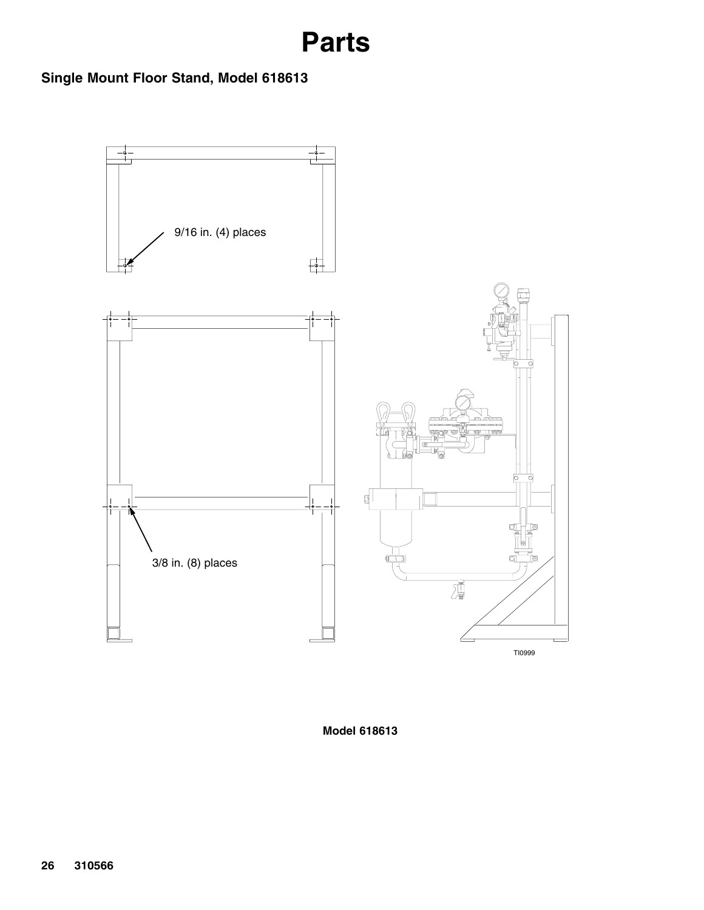# Parts

## Single Mount Floor Stand, Model 618613

9/16 in. (4) places

3/8 in. (8) places

TI0999

**Model 618613**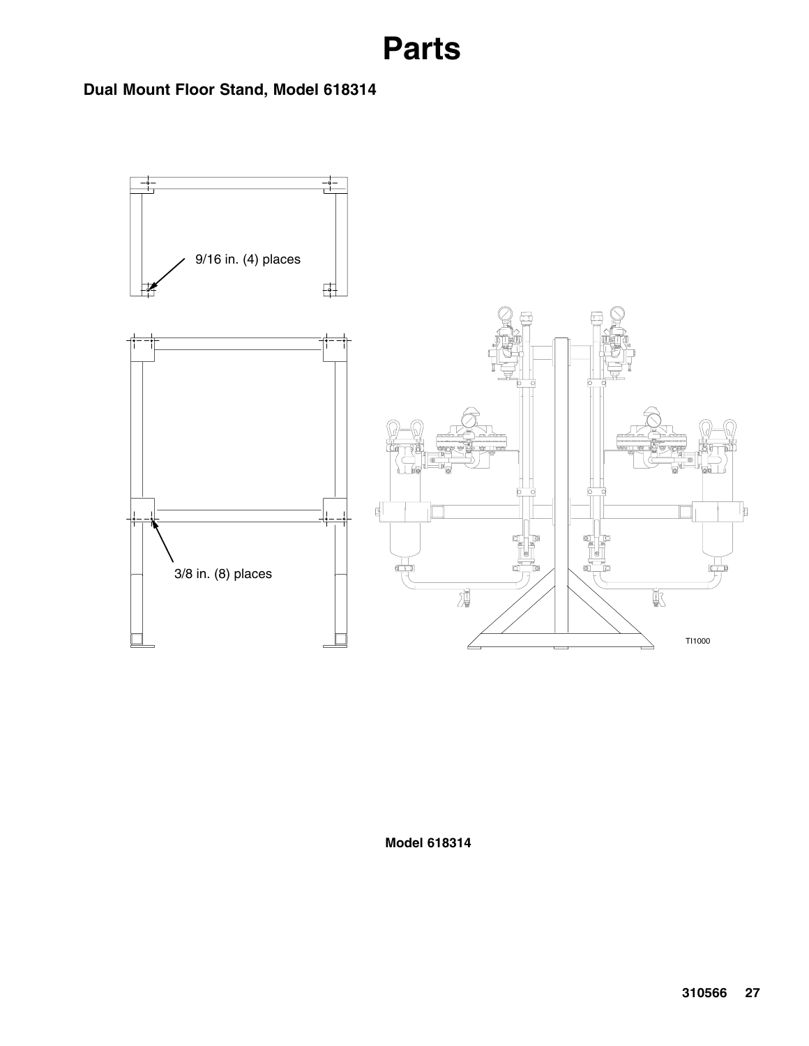# Parts

## Dual Mount Floor Stand, Model 618314

9/16 in. (4) places

3/8 in. (8) places

TI1000

**Model 618314**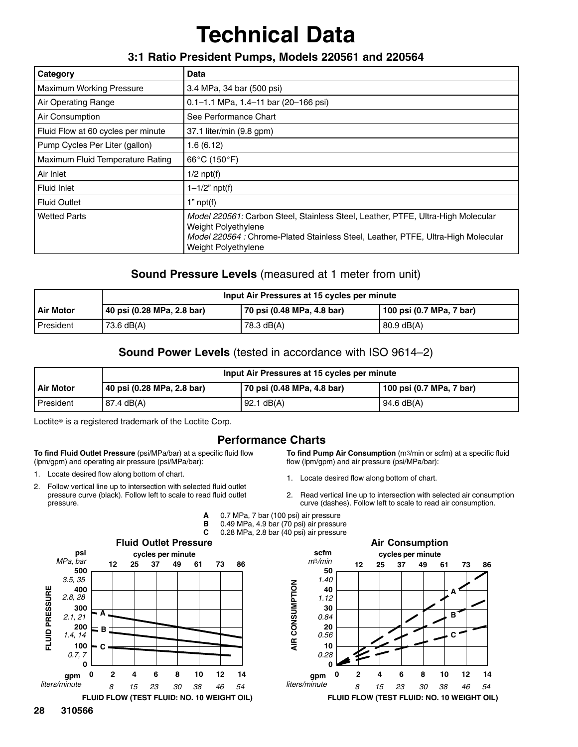# Technical Data

## 3:1 Ratio President Pumps, Models 220561 and 220564

| Category | Data |
|---|---|
| Maximum Working Pressure | 3.4 MPa, 34 bar (500 psi) |
| Air Operating Range | 0.1–1.1 MPa, 1.4–11 bar (20–166 psi) |
| Air Consumption | See Performance Chart |
| Fluid Flow at 60 cycles per minute | 37.1 liter/min (9.8 gpm) |
| Pump Cycles Per Liter (gallon) | 1.6 (6.12) |
| Maximum Fluid Temperature Rating | 66°C (150°F) |
| Air Inlet | 1/2 npt(f) |
| Fluid Inlet | 1–1/2" npt(f) |
| Fluid Outlet | 1" npt(f) |
| Wetted Parts | *Model 220561:* Carbon Steel, Stainless Steel, Leather, PTFE, Ultra-High Molecular Weight Polyethylene<br>*Model 220564 :* Chrome-Plated Stainless Steel, Leather, PTFE, Ultra-High Molecular Weight Polyethylene |

## Sound Pressure Levels (measured at 1 meter from unit)

| Air Motor | Input Air Pressures at 15 cycles per minute | | |
|---|---|---|---|
| | 40 psi (0.28 MPa, 2.8 bar) | 70 psi (0.48 MPa, 4.8 bar) | 100 psi (0.7 MPa, 7 bar) |
| President | 73.6 dB(A) | 78.3 dB(A) | 80.9 dB(A) |

## Sound Power Levels (tested in accordance with ISO 9614–2)

| Air Motor | Input Air Pressures at 15 cycles per minute | | |
|---|---|---|---|
| | 40 psi (0.28 MPa, 2.8 bar) | 70 psi (0.48 MPa, 4.8 bar) | 100 psi (0.7 MPa, 7 bar) |
| President | 87.4 dB(A) | 92.1 dB(A) | 94.6 dB(A) |

Loctite® is a registered trademark of the Loctite Corp.

## Performance Charts

**To find Fluid Outlet Pressure** (psi/MPa/bar) at a specific fluid flow (lpm/gpm) and operating air pressure (psi/MPa/bar):

1. Locate desired flow along bottom of chart.
2. Follow vertical line up to intersection with selected fluid outlet pressure curve (black). Follow left to scale to read fluid outlet pressure.

**To find Pump Air Consumption** ($m^3$/min or scfm) at a specific fluid flow (lpm/gpm) and air pressure (psi/MPa/bar):

1. Locate desired flow along bottom of chart.
2. Read vertical line up to intersection with selected air consumption curve (dashes). Follow left to scale to read air consumption.

**A** 0.7 MPa, 7 bar (100 psi) air pressure
**B** 0.49 MPa, 4.9 bar (70 psi) air pressure
**C** 0.28 MPa, 2.8 bar (40 psi) air pressure

### Fluid Outlet Pressure

FLUID PRESSURE — psi (*MPa, bar*): 0; 100 (*0.7, 7*); 200 (*1.4, 14*); 300 (*2.1, 21*); 400 (*2.8, 28*); 500 (*3.5, 35*)

cycles per minute: 12, 25, 37, 49, 61, 73, 86

gpm: 0, 2, 4, 6, 8, 10, 12, 14
*liters/minute*: 8, 15, 23, 30, 38, 46, 54

FLUID FLOW (TEST FLUID: NO. 10 WEIGHT OIL)

### Air Consumption

AIR CONSUMPTION — scfm (*m3/min*): 0; 10 (*0.28*); 20 (*0.56*); 30 (*0.84*); 40 (*1.12*); 50 (*1.40*)

cycles per minute: 12, 25, 37, 49, 61, 73, 86

gpm: 0, 2, 4, 6, 8, 10, 12, 14
*liters/minute*: 8, 15, 23, 30, 38, 46, 54

FLUID FLOW (TEST FLUID: NO. 10 WEIGHT OIL)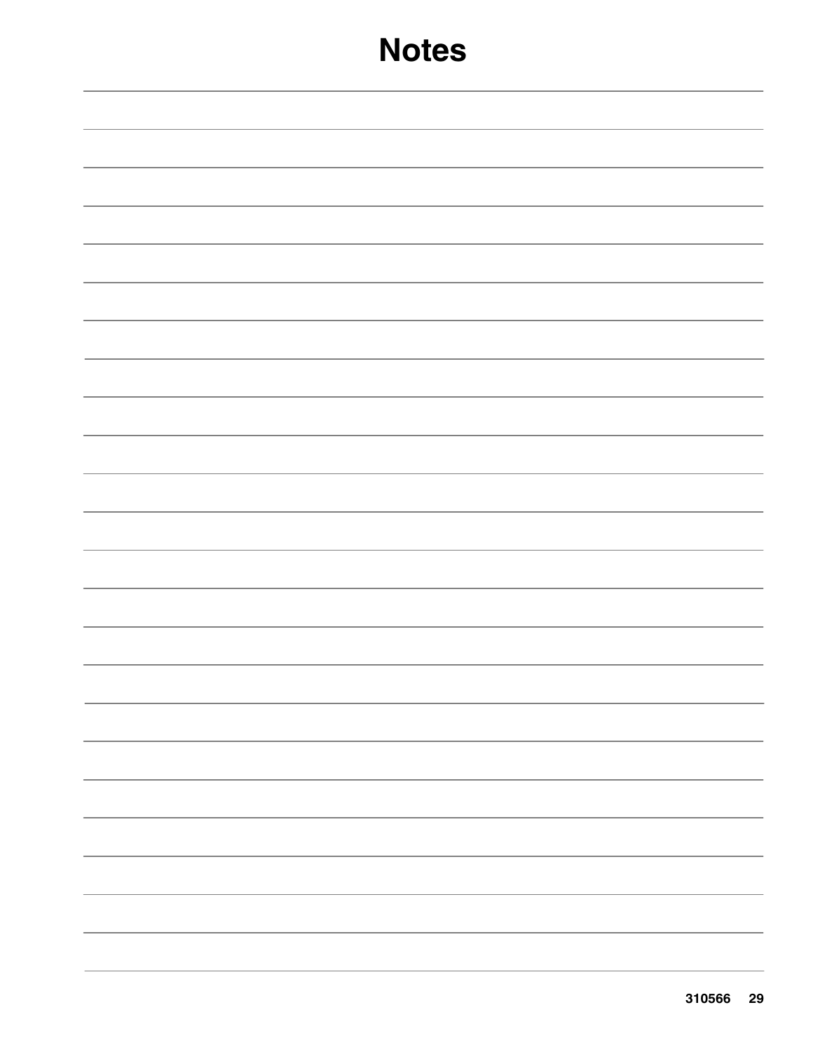# Notes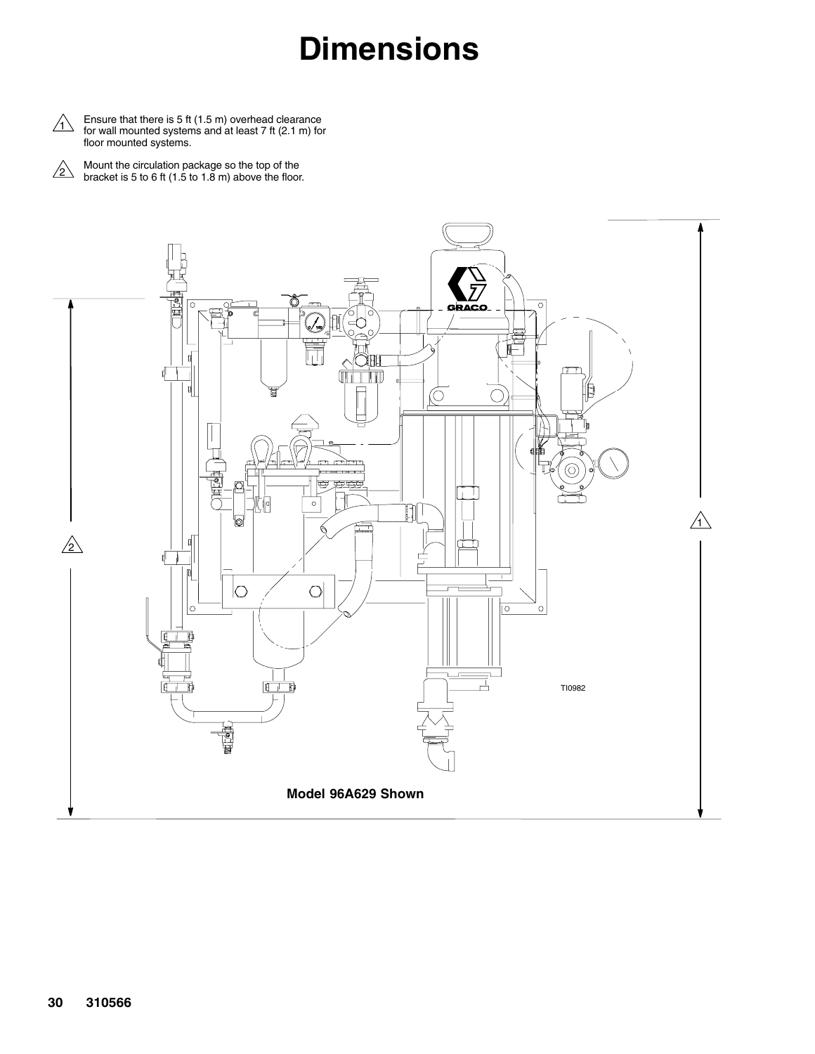# Dimensions

1. Ensure that there is 5 ft (1.5 m) overhead clearance for wall mounted systems and at least 7 ft (2.1 m) for floor mounted systems.

2. Mount the circulation package so the top of the bracket is 5 to 6 ft (1.5 to 1.8 m) above the floor.

TI0982

**Model 96A629 Shown**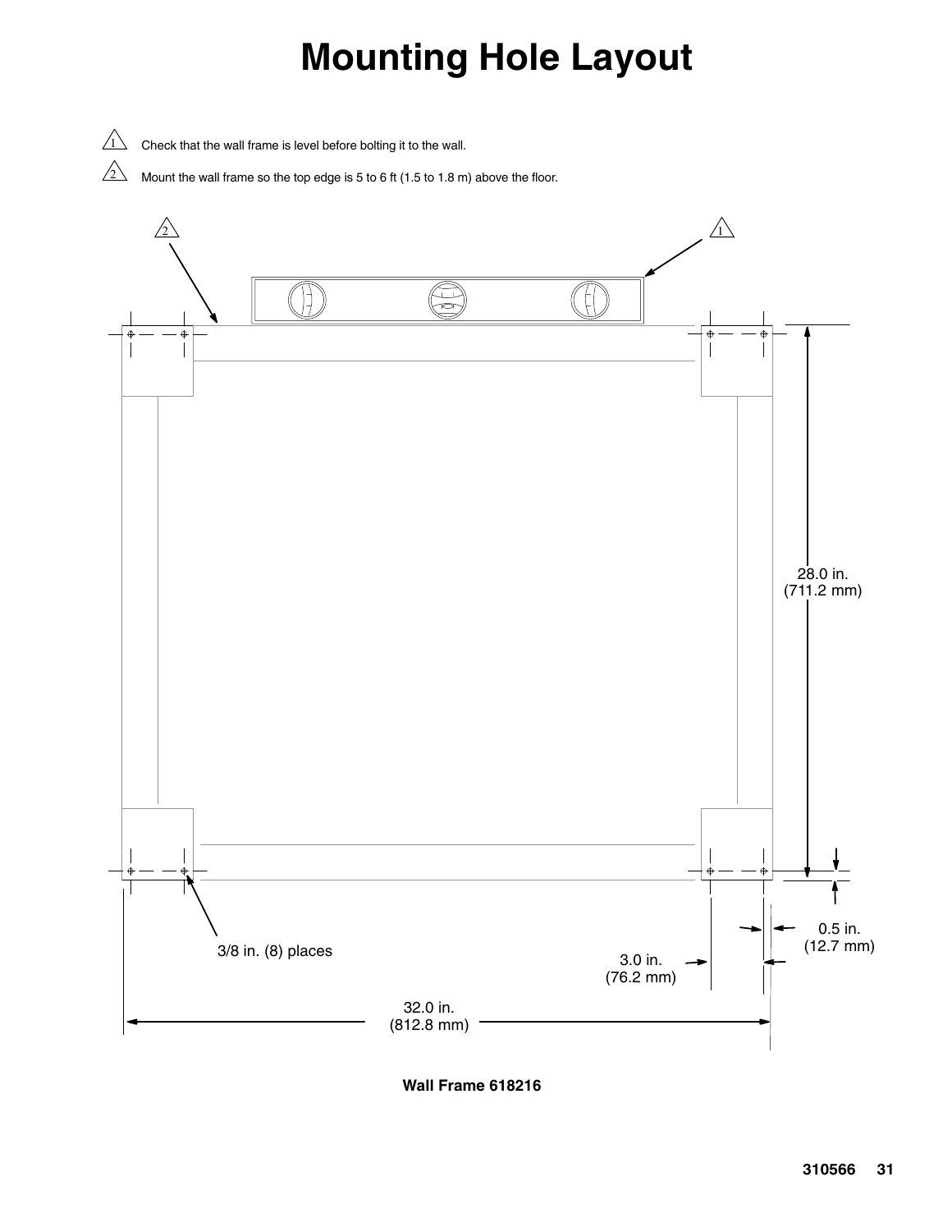# Mounting Hole Layout

1. Check that the wall frame is level before bolting it to the wall.
2. Mount the wall frame so the top edge is 5 to 6 ft (1.5 to 1.8 m) above the floor.

28.0 in. (711.2 mm)

0.5 in. (12.7 mm)

3/8 in. (8) places

3.0 in. (76.2 mm)

32.0 in. (812.8 mm)

**Wall Frame 618216**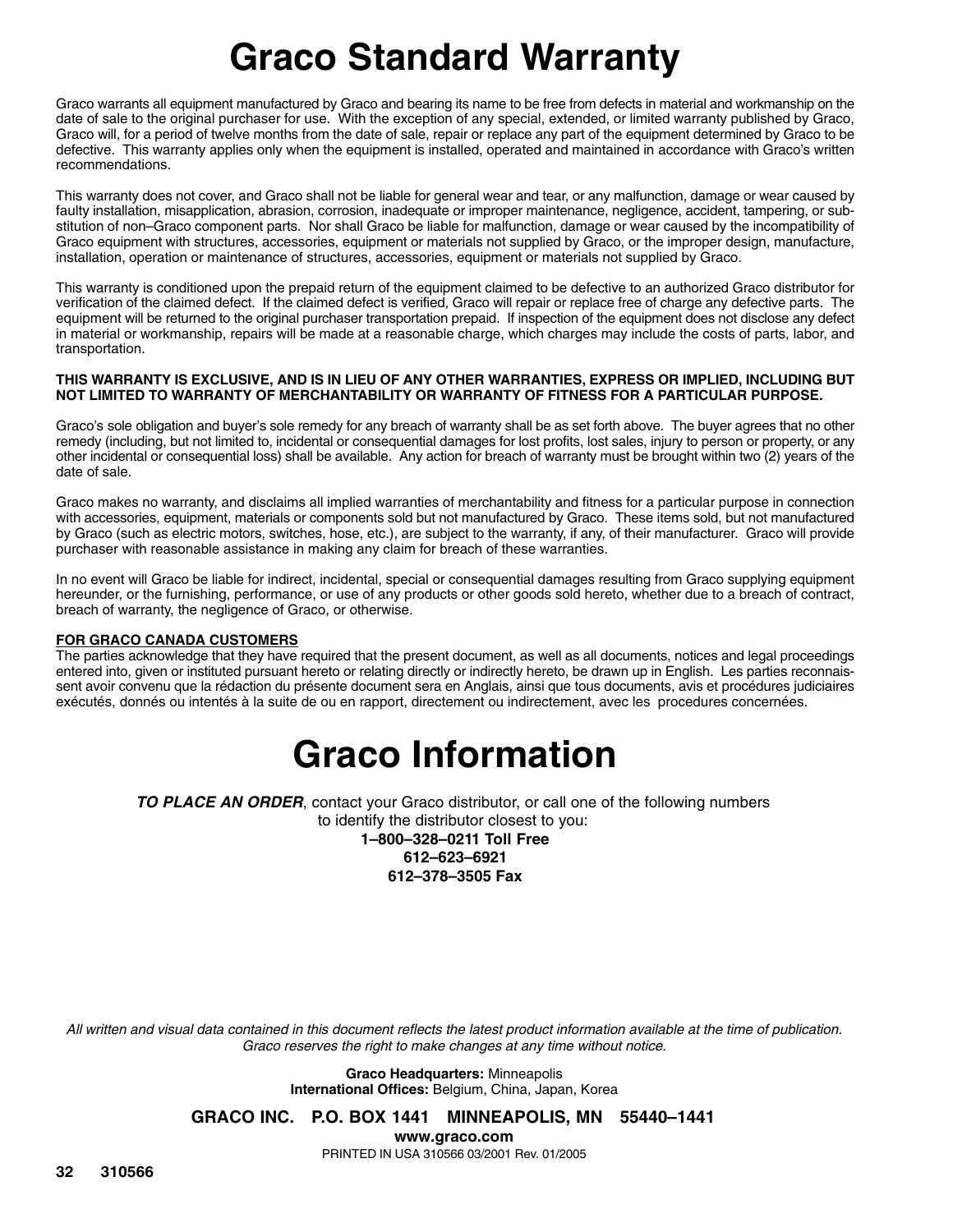# Graco Standard Warranty

Graco warrants all equipment manufactured by Graco and bearing its name to be free from defects in material and workmanship on the date of sale to the original purchaser for use. With the exception of any special, extended, or limited warranty published by Graco, Graco will, for a period of twelve months from the date of sale, repair or replace any part of the equipment determined by Graco to be defective. This warranty applies only when the equipment is installed, operated and maintained in accordance with Graco's written recommendations.

This warranty does not cover, and Graco shall not be liable for general wear and tear, or any malfunction, damage or wear caused by faulty installation, misapplication, abrasion, corrosion, inadequate or improper maintenance, negligence, accident, tampering, or substitution of non–Graco component parts. Nor shall Graco be liable for malfunction, damage or wear caused by the incompatibility of Graco equipment with structures, accessories, equipment or materials not supplied by Graco, or the improper design, manufacture, installation, operation or maintenance of structures, accessories, equipment or materials not supplied by Graco.

This warranty is conditioned upon the prepaid return of the equipment claimed to be defective to an authorized Graco distributor for verification of the claimed defect. If the claimed defect is verified, Graco will repair or replace free of charge any defective parts. The equipment will be returned to the original purchaser transportation prepaid. If inspection of the equipment does not disclose any defect in material or workmanship, repairs will be made at a reasonable charge, which charges may include the costs of parts, labor, and transportation.

**THIS WARRANTY IS EXCLUSIVE, AND IS IN LIEU OF ANY OTHER WARRANTIES, EXPRESS OR IMPLIED, INCLUDING BUT NOT LIMITED TO WARRANTY OF MERCHANTABILITY OR WARRANTY OF FITNESS FOR A PARTICULAR PURPOSE.**

Graco's sole obligation and buyer's sole remedy for any breach of warranty shall be as set forth above. The buyer agrees that no other remedy (including, but not limited to, incidental or consequential damages for lost profits, lost sales, injury to person or property, or any other incidental or consequential loss) shall be available. Any action for breach of warranty must be brought within two (2) years of the date of sale.

Graco makes no warranty, and disclaims all implied warranties of merchantability and fitness for a particular purpose in connection with accessories, equipment, materials or components sold but not manufactured by Graco. These items sold, but not manufactured by Graco (such as electric motors, switches, hose, etc.), are subject to the warranty, if any, of their manufacturer. Graco will provide purchaser with reasonable assistance in making any claim for breach of these warranties.

In no event will Graco be liable for indirect, incidental, special or consequential damages resulting from Graco supplying equipment hereunder, or the furnishing, performance, or use of any products or other goods sold hereto, whether due to a breach of contract, breach of warranty, the negligence of Graco, or otherwise.

**FOR GRACO CANADA CUSTOMERS**

The parties acknowledge that they have required that the present document, as well as all documents, notices and legal proceedings entered into, given or instituted pursuant hereto or relating directly or indirectly hereto, be drawn up in English. Les parties reconnaissent avoir convenu que la rédaction du présente document sera en Anglais, ainsi que tous documents, avis et procédures judiciaires exécutés, donnés ou intentés à la suite de ou en rapport, directement ou indirectement, avec les procedures concernées.

# Graco Information

***TO PLACE AN ORDER***, contact your Graco distributor, or call one of the following numbers to identify the distributor closest to you:

**1–800–328–0211 Toll Free**
**612–623–6921**
**612–378–3505 Fax**

*All written and visual data contained in this document reflects the latest product information available at the time of publication. Graco reserves the right to make changes at any time without notice.*

**Graco Headquarters:** Minneapolis
**International Offices:** Belgium, China, Japan, Korea

**GRACO INC. P.O. BOX 1441 MINNEAPOLIS, MN 55440–1441**

**www.graco.com**

PRINTED IN USA 310566 03/2001 Rev. 01/2005